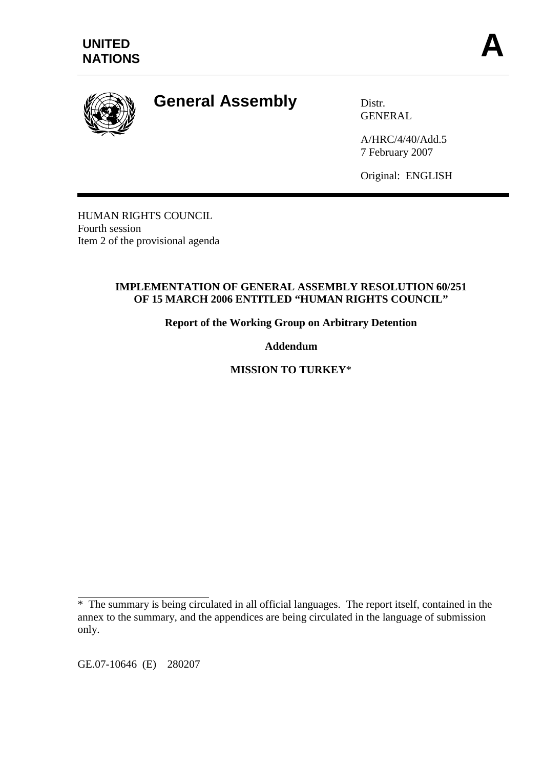UNITED NATIONS

A

# General Assembly

Distr.
GENERAL

A/HRC/4/40/Add.5
7 February 2007

Original: ENGLISH

HUMAN RIGHTS COUNCIL
Fourth session
Item 2 of the provisional agenda

**IMPLEMENTATION OF GENERAL ASSEMBLY RESOLUTION 60/251 OF 15 MARCH 2006 ENTITLED "HUMAN RIGHTS COUNCIL"**

**Report of the Working Group on Arbitrary Detention**

**Addendum**

**MISSION TO TURKEY***

---

\* The summary is being circulated in all official languages. The report itself, contained in the annex to the summary, and the appendices are being circulated in the language of submission only.

GE.07-10646 (E) 280207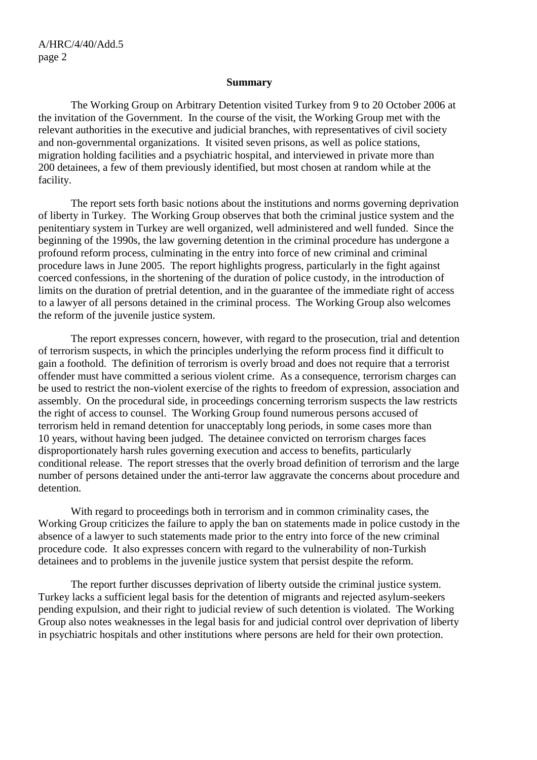## Summary

The Working Group on Arbitrary Detention visited Turkey from 9 to 20 October 2006 at the invitation of the Government. In the course of the visit, the Working Group met with the relevant authorities in the executive and judicial branches, with representatives of civil society and non-governmental organizations. It visited seven prisons, as well as police stations, migration holding facilities and a psychiatric hospital, and interviewed in private more than 200 detainees, a few of them previously identified, but most chosen at random while at the facility.

The report sets forth basic notions about the institutions and norms governing deprivation of liberty in Turkey. The Working Group observes that both the criminal justice system and the penitentiary system in Turkey are well organized, well administered and well funded. Since the beginning of the 1990s, the law governing detention in the criminal procedure has undergone a profound reform process, culminating in the entry into force of new criminal and criminal procedure laws in June 2005. The report highlights progress, particularly in the fight against coerced confessions, in the shortening of the duration of police custody, in the introduction of limits on the duration of pretrial detention, and in the guarantee of the immediate right of access to a lawyer of all persons detained in the criminal process. The Working Group also welcomes the reform of the juvenile justice system.

The report expresses concern, however, with regard to the prosecution, trial and detention of terrorism suspects, in which the principles underlying the reform process find it difficult to gain a foothold. The definition of terrorism is overly broad and does not require that a terrorist offender must have committed a serious violent crime. As a consequence, terrorism charges can be used to restrict the non-violent exercise of the rights to freedom of expression, association and assembly. On the procedural side, in proceedings concerning terrorism suspects the law restricts the right of access to counsel. The Working Group found numerous persons accused of terrorism held in remand detention for unacceptably long periods, in some cases more than 10 years, without having been judged. The detainee convicted on terrorism charges faces disproportionately harsh rules governing execution and access to benefits, particularly conditional release. The report stresses that the overly broad definition of terrorism and the large number of persons detained under the anti-terror law aggravate the concerns about procedure and detention.

With regard to proceedings both in terrorism and in common criminality cases, the Working Group criticizes the failure to apply the ban on statements made in police custody in the absence of a lawyer to such statements made prior to the entry into force of the new criminal procedure code. It also expresses concern with regard to the vulnerability of non-Turkish detainees and to problems in the juvenile justice system that persist despite the reform.

The report further discusses deprivation of liberty outside the criminal justice system. Turkey lacks a sufficient legal basis for the detention of migrants and rejected asylum-seekers pending expulsion, and their right to judicial review of such detention is violated. The Working Group also notes weaknesses in the legal basis for and judicial control over deprivation of liberty in psychiatric hospitals and other institutions where persons are held for their own protection.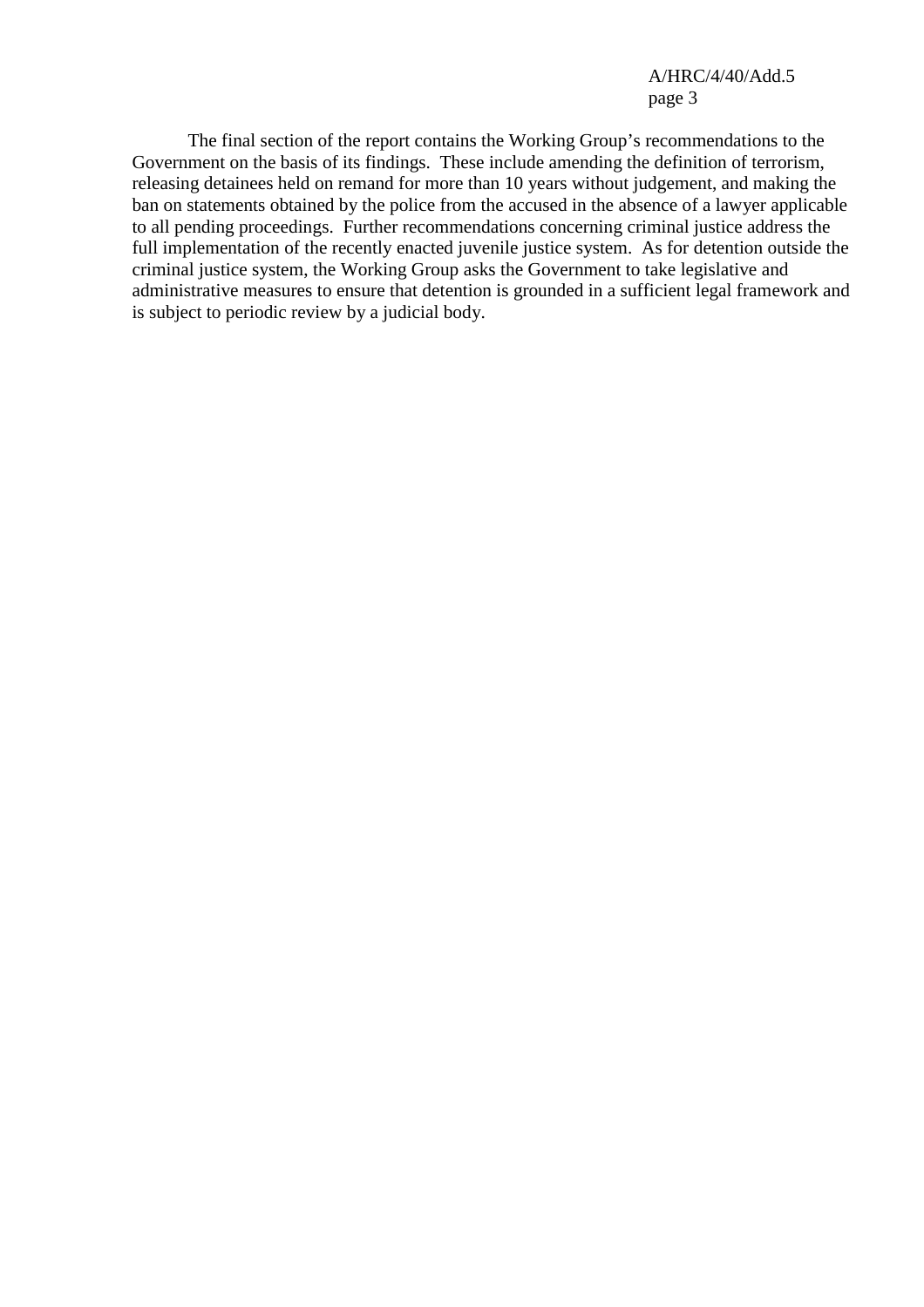The final section of the report contains the Working Group's recommendations to the Government on the basis of its findings. These include amending the definition of terrorism, releasing detainees held on remand for more than 10 years without judgement, and making the ban on statements obtained by the police from the accused in the absence of a lawyer applicable to all pending proceedings. Further recommendations concerning criminal justice address the full implementation of the recently enacted juvenile justice system. As for detention outside the criminal justice system, the Working Group asks the Government to take legislative and administrative measures to ensure that detention is grounded in a sufficient legal framework and is subject to periodic review by a judicial body.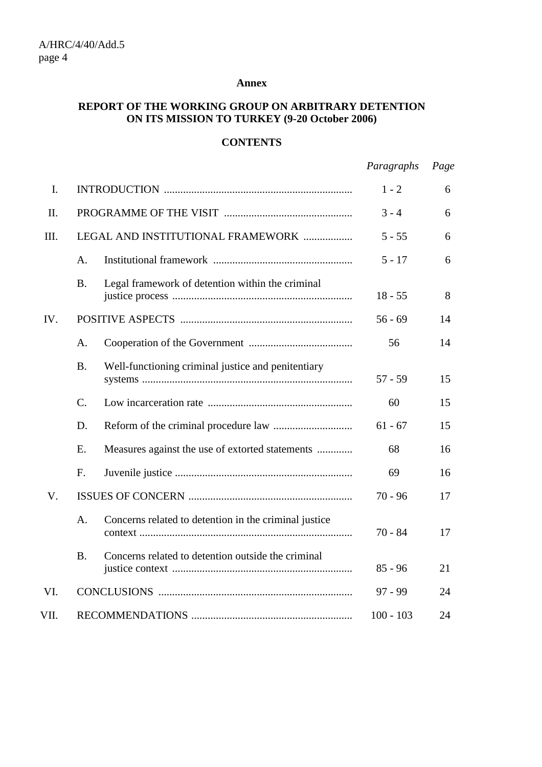**Annex**

**REPORT OF THE WORKING GROUP ON ARBITRARY DETENTION ON ITS MISSION TO TURKEY (9-20 October 2006)**

**CONTENTS**

| | | | *Paragraphs* | *Page* |
|---|---|---|---|---|
| I. | INTRODUCTION | | 1 - 2 | 6 |
| II. | PROGRAMME OF THE VISIT | | 3 - 4 | 6 |
| III. | LEGAL AND INSTITUTIONAL FRAMEWORK | | 5 - 55 | 6 |
| | A. | Institutional framework | 5 - 17 | 6 |
| | B. | Legal framework of detention within the criminal justice process | 18 - 55 | 8 |
| IV. | POSITIVE ASPECTS | | 56 - 69 | 14 |
| | A. | Cooperation of the Government | 56 | 14 |
| | B. | Well-functioning criminal justice and penitentiary systems | 57 - 59 | 15 |
| | C. | Low incarceration rate | 60 | 15 |
| | D. | Reform of the criminal procedure law | 61 - 67 | 15 |
| | E. | Measures against the use of extorted statements | 68 | 16 |
| | F. | Juvenile justice | 69 | 16 |
| V. | ISSUES OF CONCERN | | 70 - 96 | 17 |
| | A. | Concerns related to detention in the criminal justice context | 70 - 84 | 17 |
| | B. | Concerns related to detention outside the criminal justice context | 85 - 96 | 21 |
| VI. | CONCLUSIONS | | 97 - 99 | 24 |
| VII. | RECOMMENDATIONS | | 100 - 103 | 24 |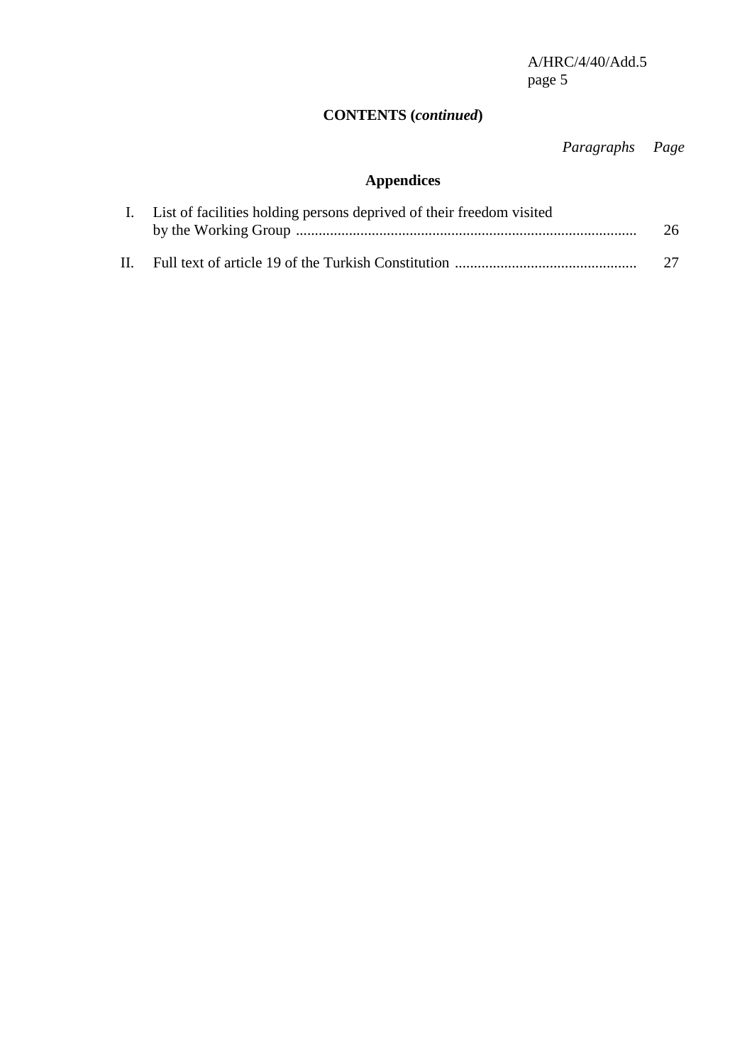**CONTENTS (*continued*)**

| | | *Paragraphs* | *Page* |
|---|---|---|---|

## Appendices

| | | | |
|---|---|---|---|
| I. | List of facilities holding persons deprived of their freedom visited by the Working Group | | 26 |
| II. | Full text of article 19 of the Turkish Constitution | | 27 |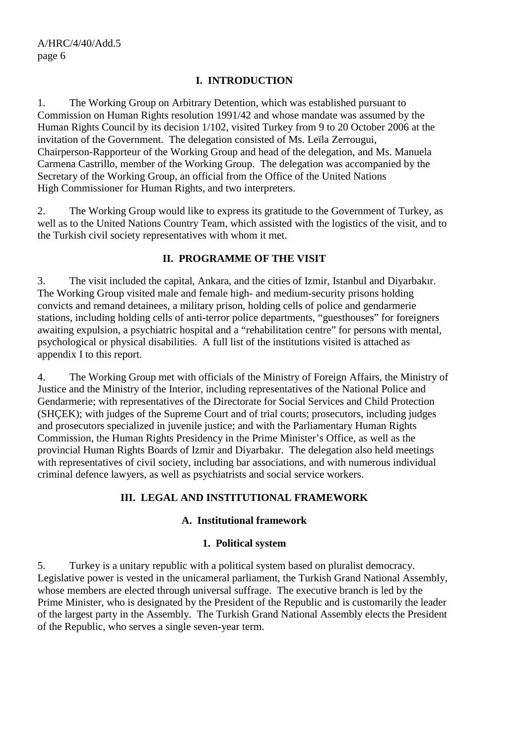## I. INTRODUCTION

1. The Working Group on Arbitrary Detention, which was established pursuant to Commission on Human Rights resolution 1991/42 and whose mandate was assumed by the Human Rights Council by its decision 1/102, visited Turkey from 9 to 20 October 2006 at the invitation of the Government. The delegation consisted of Ms. Leïla Zerrougui, Chairperson-Rapporteur of the Working Group and head of the delegation, and Ms. Manuela Carmena Castrillo, member of the Working Group. The delegation was accompanied by the Secretary of the Working Group, an official from the Office of the United Nations High Commissioner for Human Rights, and two interpreters.

2. The Working Group would like to express its gratitude to the Government of Turkey, as well as to the United Nations Country Team, which assisted with the logistics of the visit, and to the Turkish civil society representatives with whom it met.

## II. PROGRAMME OF THE VISIT

3. The visit included the capital, Ankara, and the cities of Izmir, Istanbul and Diyarbakır. The Working Group visited male and female high- and medium-security prisons holding convicts and remand detainees, a military prison, holding cells of police and gendarmerie stations, including holding cells of anti-terror police departments, "guesthouses" for foreigners awaiting expulsion, a psychiatric hospital and a "rehabilitation centre" for persons with mental, psychological or physical disabilities. A full list of the institutions visited is attached as appendix I to this report.

4. The Working Group met with officials of the Ministry of Foreign Affairs, the Ministry of Justice and the Ministry of the Interior, including representatives of the National Police and Gendarmerie; with representatives of the Directorate for Social Services and Child Protection (SHÇEK); with judges of the Supreme Court and of trial courts; prosecutors, including judges and prosecutors specialized in juvenile justice; and with the Parliamentary Human Rights Commission, the Human Rights Presidency in the Prime Minister's Office, as well as the provincial Human Rights Boards of Izmir and Diyarbakır. The delegation also held meetings with representatives of civil society, including bar associations, and with numerous individual criminal defence lawyers, as well as psychiatrists and social service workers.

## III. LEGAL AND INSTITUTIONAL FRAMEWORK

### A. Institutional framework

#### 1. Political system

5. Turkey is a unitary republic with a political system based on pluralist democracy. Legislative power is vested in the unicameral parliament, the Turkish Grand National Assembly, whose members are elected through universal suffrage. The executive branch is led by the Prime Minister, who is designated by the President of the Republic and is customarily the leader of the largest party in the Assembly. The Turkish Grand National Assembly elects the President of the Republic, who serves a single seven-year term.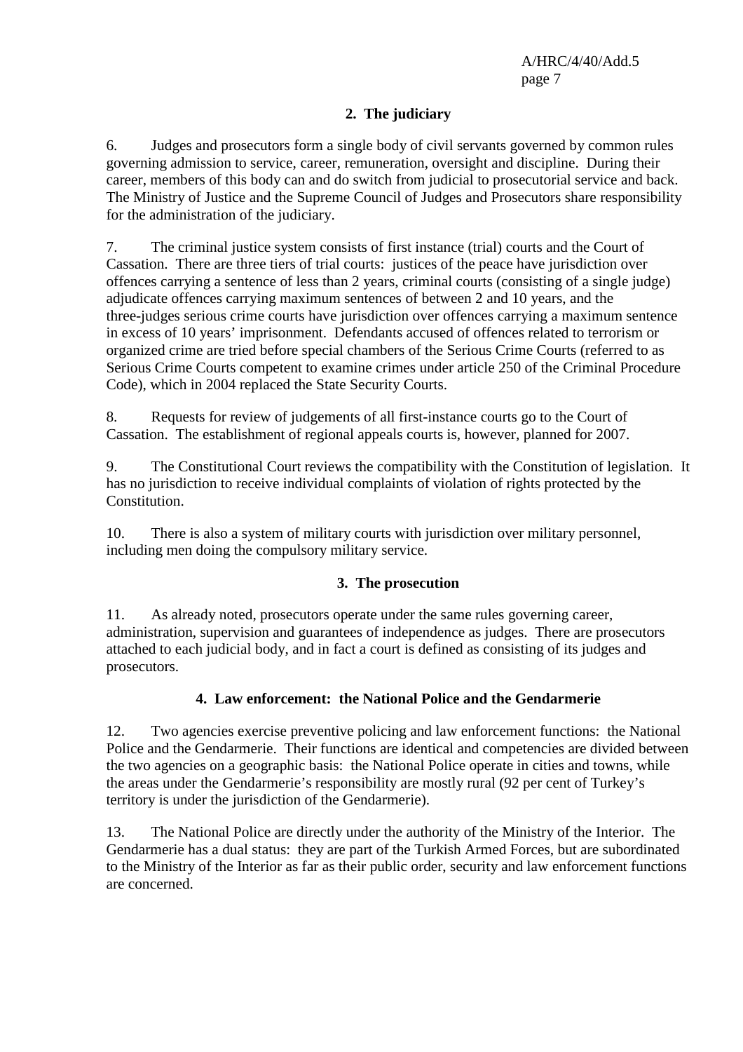### 2. The judiciary

6. Judges and prosecutors form a single body of civil servants governed by common rules governing admission to service, career, remuneration, oversight and discipline. During their career, members of this body can and do switch from judicial to prosecutorial service and back. The Ministry of Justice and the Supreme Council of Judges and Prosecutors share responsibility for the administration of the judiciary.

7. The criminal justice system consists of first instance (trial) courts and the Court of Cassation. There are three tiers of trial courts: justices of the peace have jurisdiction over offences carrying a sentence of less than 2 years, criminal courts (consisting of a single judge) adjudicate offences carrying maximum sentences of between 2 and 10 years, and the three-judges serious crime courts have jurisdiction over offences carrying a maximum sentence in excess of 10 years' imprisonment. Defendants accused of offences related to terrorism or organized crime are tried before special chambers of the Serious Crime Courts (referred to as Serious Crime Courts competent to examine crimes under article 250 of the Criminal Procedure Code), which in 2004 replaced the State Security Courts.

8. Requests for review of judgements of all first-instance courts go to the Court of Cassation. The establishment of regional appeals courts is, however, planned for 2007.

9. The Constitutional Court reviews the compatibility with the Constitution of legislation. It has no jurisdiction to receive individual complaints of violation of rights protected by the Constitution.

10. There is also a system of military courts with jurisdiction over military personnel, including men doing the compulsory military service.

### 3. The prosecution

11. As already noted, prosecutors operate under the same rules governing career, administration, supervision and guarantees of independence as judges. There are prosecutors attached to each judicial body, and in fact a court is defined as consisting of its judges and prosecutors.

### 4. Law enforcement: the National Police and the Gendarmerie

12. Two agencies exercise preventive policing and law enforcement functions: the National Police and the Gendarmerie. Their functions are identical and competencies are divided between the two agencies on a geographic basis: the National Police operate in cities and towns, while the areas under the Gendarmerie's responsibility are mostly rural (92 per cent of Turkey's territory is under the jurisdiction of the Gendarmerie).

13. The National Police are directly under the authority of the Ministry of the Interior. The Gendarmerie has a dual status: they are part of the Turkish Armed Forces, but are subordinated to the Ministry of the Interior as far as their public order, security and law enforcement functions are concerned.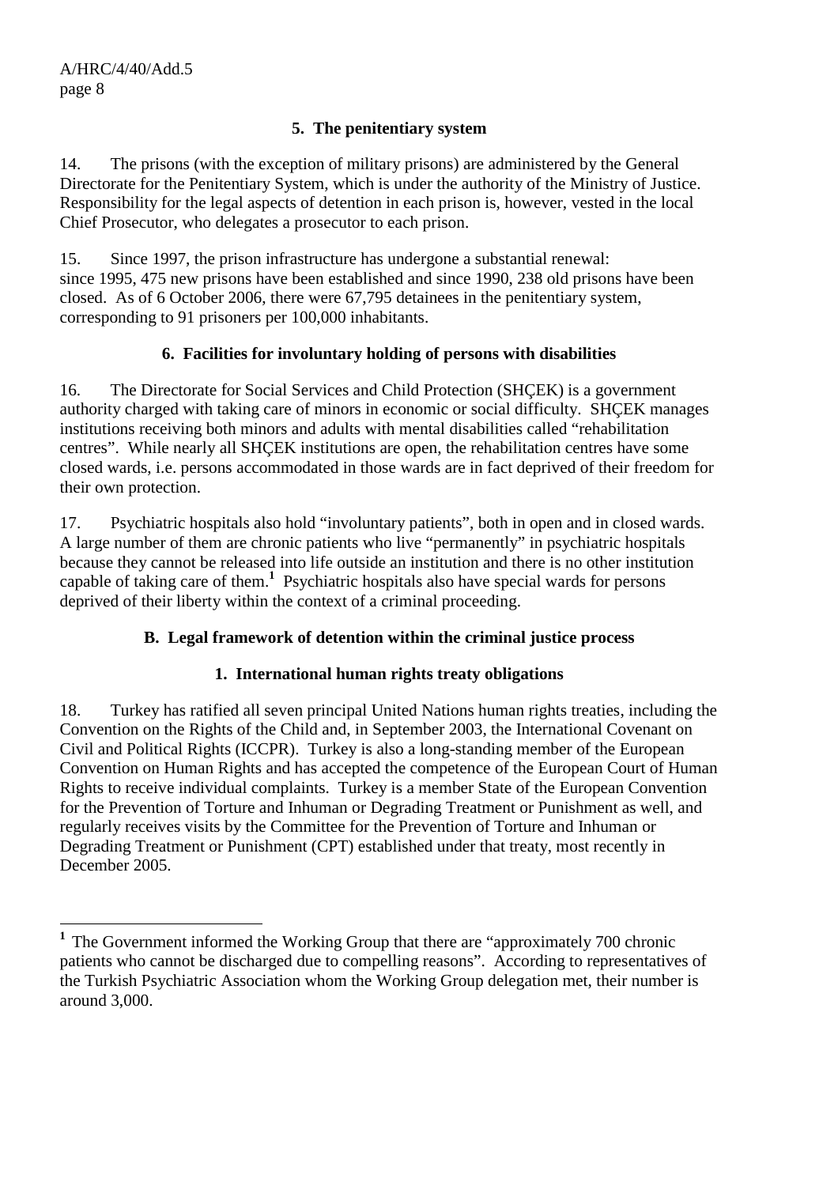### 5. The penitentiary system

14. The prisons (with the exception of military prisons) are administered by the General Directorate for the Penitentiary System, which is under the authority of the Ministry of Justice. Responsibility for the legal aspects of detention in each prison is, however, vested in the local Chief Prosecutor, who delegates a prosecutor to each prison.

15. Since 1997, the prison infrastructure has undergone a substantial renewal: since 1995, 475 new prisons have been established and since 1990, 238 old prisons have been closed. As of 6 October 2006, there were 67,795 detainees in the penitentiary system, corresponding to 91 prisoners per 100,000 inhabitants.

### 6. Facilities for involuntary holding of persons with disabilities

16. The Directorate for Social Services and Child Protection (SHÇEK) is a government authority charged with taking care of minors in economic or social difficulty. SHÇEK manages institutions receiving both minors and adults with mental disabilities called "rehabilitation centres". While nearly all SHÇEK institutions are open, the rehabilitation centres have some closed wards, i.e. persons accommodated in those wards are in fact deprived of their freedom for their own protection.

17. Psychiatric hospitals also hold "involuntary patients", both in open and in closed wards. A large number of them are chronic patients who live "permanently" in psychiatric hospitals because they cannot be released into life outside an institution and there is no other institution capable of taking care of them.[1] Psychiatric hospitals also have special wards for persons deprived of their liberty within the context of a criminal proceeding.

## B. Legal framework of detention within the criminal justice process

### 1. International human rights treaty obligations

18. Turkey has ratified all seven principal United Nations human rights treaties, including the Convention on the Rights of the Child and, in September 2003, the International Covenant on Civil and Political Rights (ICCPR). Turkey is also a long-standing member of the European Convention on Human Rights and has accepted the competence of the European Court of Human Rights to receive individual complaints. Turkey is a member State of the European Convention for the Prevention of Torture and Inhuman or Degrading Treatment or Punishment as well, and regularly receives visits by the Committee for the Prevention of Torture and Inhuman or Degrading Treatment or Punishment (CPT) established under that treaty, most recently in December 2005.

---

[1] The Government informed the Working Group that there are "approximately 700 chronic patients who cannot be discharged due to compelling reasons". According to representatives of the Turkish Psychiatric Association whom the Working Group delegation met, their number is around 3,000.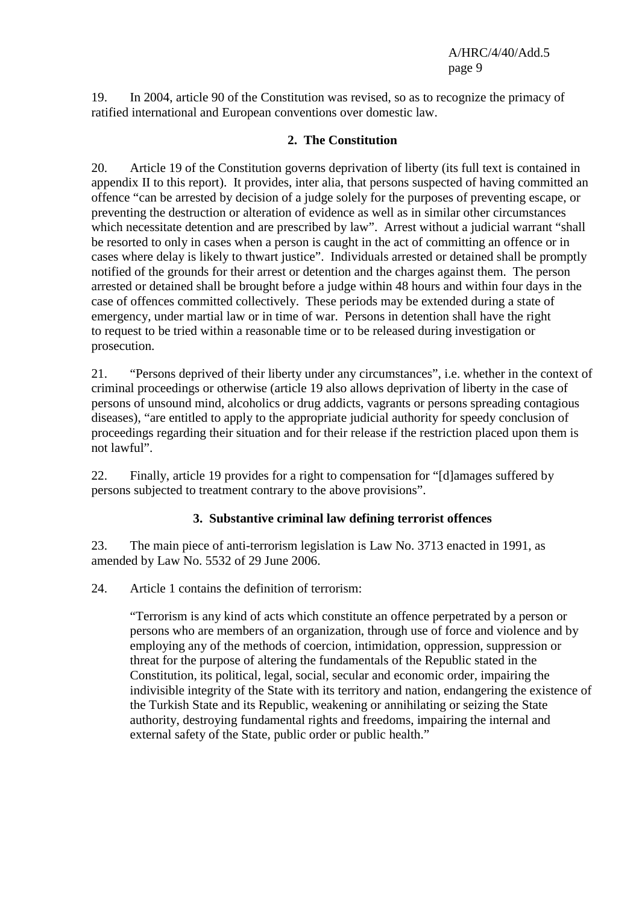19. In 2004, article 90 of the Constitution was revised, so as to recognize the primacy of ratified international and European conventions over domestic law.

### 2. The Constitution

20. Article 19 of the Constitution governs deprivation of liberty (its full text is contained in appendix II to this report). It provides, inter alia, that persons suspected of having committed an offence "can be arrested by decision of a judge solely for the purposes of preventing escape, or preventing the destruction or alteration of evidence as well as in similar other circumstances which necessitate detention and are prescribed by law". Arrest without a judicial warrant "shall be resorted to only in cases when a person is caught in the act of committing an offence or in cases where delay is likely to thwart justice". Individuals arrested or detained shall be promptly notified of the grounds for their arrest or detention and the charges against them. The person arrested or detained shall be brought before a judge within 48 hours and within four days in the case of offences committed collectively. These periods may be extended during a state of emergency, under martial law or in time of war. Persons in detention shall have the right to request to be tried within a reasonable time or to be released during investigation or prosecution.

21. "Persons deprived of their liberty under any circumstances", i.e. whether in the context of criminal proceedings or otherwise (article 19 also allows deprivation of liberty in the case of persons of unsound mind, alcoholics or drug addicts, vagrants or persons spreading contagious diseases), "are entitled to apply to the appropriate judicial authority for speedy conclusion of proceedings regarding their situation and for their release if the restriction placed upon them is not lawful".

22. Finally, article 19 provides for a right to compensation for "[d]amages suffered by persons subjected to treatment contrary to the above provisions".

### 3. Substantive criminal law defining terrorist offences

23. The main piece of anti-terrorism legislation is Law No. 3713 enacted in 1991, as amended by Law No. 5532 of 29 June 2006.

24. Article 1 contains the definition of terrorism:

> "Terrorism is any kind of acts which constitute an offence perpetrated by a person or persons who are members of an organization, through use of force and violence and by employing any of the methods of coercion, intimidation, oppression, suppression or threat for the purpose of altering the fundamentals of the Republic stated in the Constitution, its political, legal, social, secular and economic order, impairing the indivisible integrity of the State with its territory and nation, endangering the existence of the Turkish State and its Republic, weakening or annihilating or seizing the State authority, destroying fundamental rights and freedoms, impairing the internal and external safety of the State, public order or public health."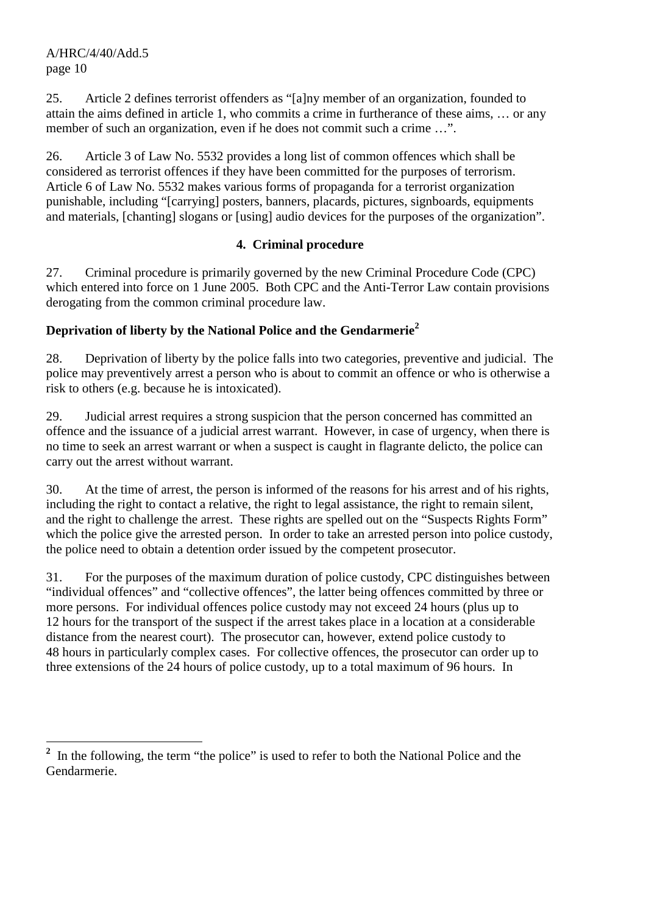25. Article 2 defines terrorist offenders as "[a]ny member of an organization, founded to attain the aims defined in article 1, who commits a crime in furtherance of these aims, … or any member of such an organization, even if he does not commit such a crime …".

26. Article 3 of Law No. 5532 provides a long list of common offences which shall be considered as terrorist offences if they have been committed for the purposes of terrorism. Article 6 of Law No. 5532 makes various forms of propaganda for a terrorist organization punishable, including "[carrying] posters, banners, placards, pictures, signboards, equipments and materials, [chanting] slogans or [using] audio devices for the purposes of the organization".

### 4. Criminal procedure

27. Criminal procedure is primarily governed by the new Criminal Procedure Code (CPC) which entered into force on 1 June 2005. Both CPC and the Anti-Terror Law contain provisions derogating from the common criminal procedure law.

**Deprivation of liberty by the National Police and the Gendarmerie[2]**

28. Deprivation of liberty by the police falls into two categories, preventive and judicial. The police may preventively arrest a person who is about to commit an offence or who is otherwise a risk to others (e.g. because he is intoxicated).

29. Judicial arrest requires a strong suspicion that the person concerned has committed an offence and the issuance of a judicial arrest warrant. However, in case of urgency, when there is no time to seek an arrest warrant or when a suspect is caught in flagrante delicto, the police can carry out the arrest without warrant.

30. At the time of arrest, the person is informed of the reasons for his arrest and of his rights, including the right to contact a relative, the right to legal assistance, the right to remain silent, and the right to challenge the arrest. These rights are spelled out on the "Suspects Rights Form" which the police give the arrested person. In order to take an arrested person into police custody, the police need to obtain a detention order issued by the competent prosecutor.

31. For the purposes of the maximum duration of police custody, CPC distinguishes between "individual offences" and "collective offences", the latter being offences committed by three or more persons. For individual offences police custody may not exceed 24 hours (plus up to 12 hours for the transport of the suspect if the arrest takes place in a location at a considerable distance from the nearest court). The prosecutor can, however, extend police custody to 48 hours in particularly complex cases. For collective offences, the prosecutor can order up to three extensions of the 24 hours of police custody, up to a total maximum of 96 hours. In

---

[2] In the following, the term "the police" is used to refer to both the National Police and the Gendarmerie.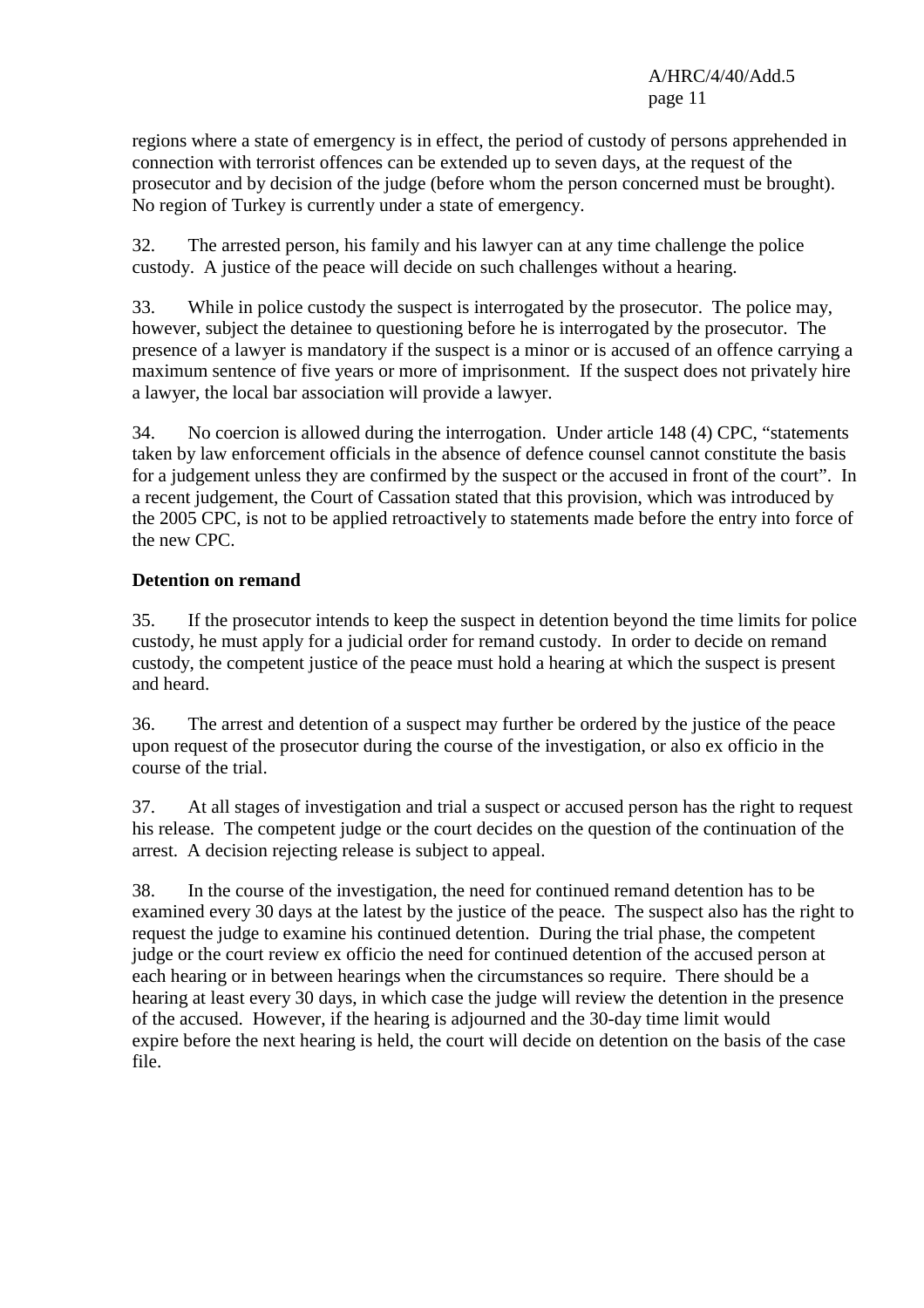regions where a state of emergency is in effect, the period of custody of persons apprehended in connection with terrorist offences can be extended up to seven days, at the request of the prosecutor and by decision of the judge (before whom the person concerned must be brought). No region of Turkey is currently under a state of emergency.

32. The arrested person, his family and his lawyer can at any time challenge the police custody. A justice of the peace will decide on such challenges without a hearing.

33. While in police custody the suspect is interrogated by the prosecutor. The police may, however, subject the detainee to questioning before he is interrogated by the prosecutor. The presence of a lawyer is mandatory if the suspect is a minor or is accused of an offence carrying a maximum sentence of five years or more of imprisonment. If the suspect does not privately hire a lawyer, the local bar association will provide a lawyer.

34. No coercion is allowed during the interrogation. Under article 148 (4) CPC, "statements taken by law enforcement officials in the absence of defence counsel cannot constitute the basis for a judgement unless they are confirmed by the suspect or the accused in front of the court". In a recent judgement, the Court of Cassation stated that this provision, which was introduced by the 2005 CPC, is not to be applied retroactively to statements made before the entry into force of the new CPC.

**Detention on remand**

35. If the prosecutor intends to keep the suspect in detention beyond the time limits for police custody, he must apply for a judicial order for remand custody. In order to decide on remand custody, the competent justice of the peace must hold a hearing at which the suspect is present and heard.

36. The arrest and detention of a suspect may further be ordered by the justice of the peace upon request of the prosecutor during the course of the investigation, or also ex officio in the course of the trial.

37. At all stages of investigation and trial a suspect or accused person has the right to request his release. The competent judge or the court decides on the question of the continuation of the arrest. A decision rejecting release is subject to appeal.

38. In the course of the investigation, the need for continued remand detention has to be examined every 30 days at the latest by the justice of the peace. The suspect also has the right to request the judge to examine his continued detention. During the trial phase, the competent judge or the court review ex officio the need for continued detention of the accused person at each hearing or in between hearings when the circumstances so require. There should be a hearing at least every 30 days, in which case the judge will review the detention in the presence of the accused. However, if the hearing is adjourned and the 30-day time limit would expire before the next hearing is held, the court will decide on detention on the basis of the case file.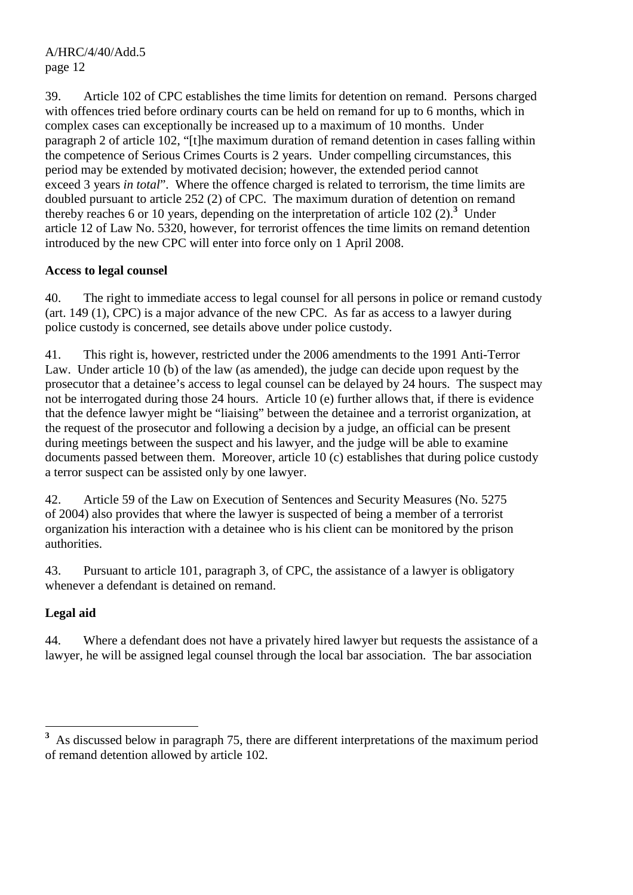39. Article 102 of CPC establishes the time limits for detention on remand. Persons charged with offences tried before ordinary courts can be held on remand for up to 6 months, which in complex cases can exceptionally be increased up to a maximum of 10 months. Under paragraph 2 of article 102, "[t]he maximum duration of remand detention in cases falling within the competence of Serious Crimes Courts is 2 years. Under compelling circumstances, this period may be extended by motivated decision; however, the extended period cannot exceed 3 years *in total*". Where the offence charged is related to terrorism, the time limits are doubled pursuant to article 252 (2) of CPC. The maximum duration of detention on remand thereby reaches 6 or 10 years, depending on the interpretation of article 102 (2).[3] Under article 12 of Law No. 5320, however, for terrorist offences the time limits on remand detention introduced by the new CPC will enter into force only on 1 April 2008.

**Access to legal counsel**

40. The right to immediate access to legal counsel for all persons in police or remand custody (art. 149 (1), CPC) is a major advance of the new CPC. As far as access to a lawyer during police custody is concerned, see details above under police custody.

41. This right is, however, restricted under the 2006 amendments to the 1991 Anti-Terror Law. Under article 10 (b) of the law (as amended), the judge can decide upon request by the prosecutor that a detainee's access to legal counsel can be delayed by 24 hours. The suspect may not be interrogated during those 24 hours. Article 10 (e) further allows that, if there is evidence that the defence lawyer might be "liaising" between the detainee and a terrorist organization, at the request of the prosecutor and following a decision by a judge, an official can be present during meetings between the suspect and his lawyer, and the judge will be able to examine documents passed between them. Moreover, article 10 (c) establishes that during police custody a terror suspect can be assisted only by one lawyer.

42. Article 59 of the Law on Execution of Sentences and Security Measures (No. 5275 of 2004) also provides that where the lawyer is suspected of being a member of a terrorist organization his interaction with a detainee who is his client can be monitored by the prison authorities.

43. Pursuant to article 101, paragraph 3, of CPC, the assistance of a lawyer is obligatory whenever a defendant is detained on remand.

**Legal aid**

44. Where a defendant does not have a privately hired lawyer but requests the assistance of a lawyer, he will be assigned legal counsel through the local bar association. The bar association

---

[3] As discussed below in paragraph 75, there are different interpretations of the maximum period of remand detention allowed by article 102.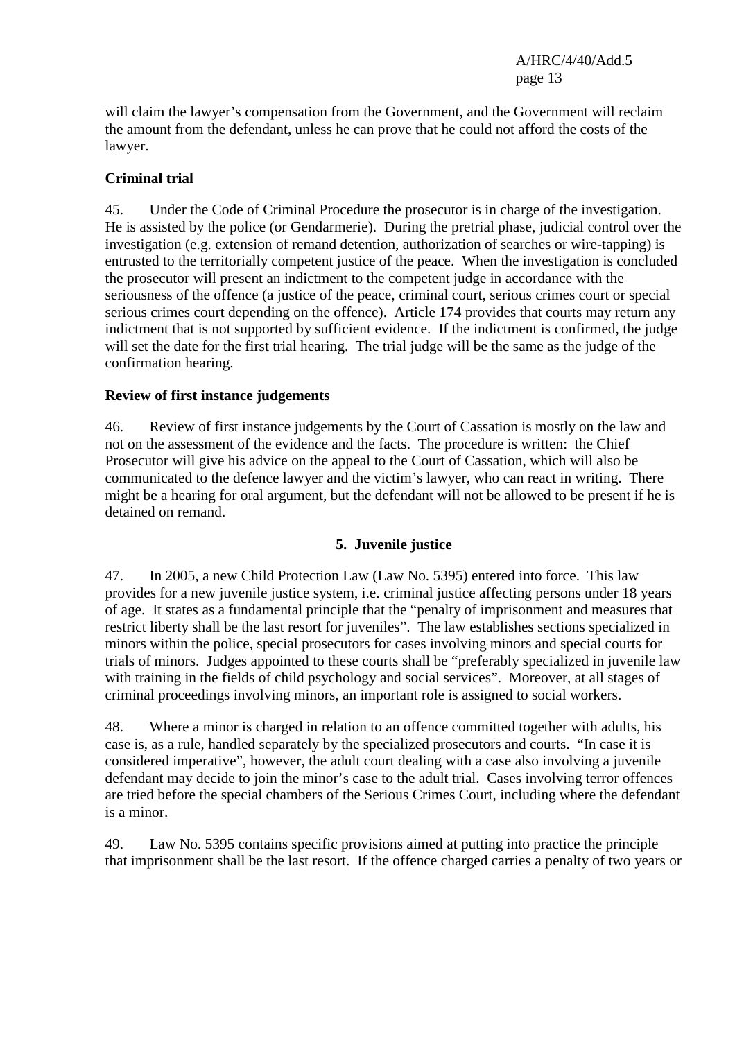will claim the lawyer's compensation from the Government, and the Government will reclaim the amount from the defendant, unless he can prove that he could not afford the costs of the lawyer.

**Criminal trial**

45. Under the Code of Criminal Procedure the prosecutor is in charge of the investigation. He is assisted by the police (or Gendarmerie). During the pretrial phase, judicial control over the investigation (e.g. extension of remand detention, authorization of searches or wire-tapping) is entrusted to the territorially competent justice of the peace. When the investigation is concluded the prosecutor will present an indictment to the competent judge in accordance with the seriousness of the offence (a justice of the peace, criminal court, serious crimes court or special serious crimes court depending on the offence). Article 174 provides that courts may return any indictment that is not supported by sufficient evidence. If the indictment is confirmed, the judge will set the date for the first trial hearing. The trial judge will be the same as the judge of the confirmation hearing.

**Review of first instance judgements**

46. Review of first instance judgements by the Court of Cassation is mostly on the law and not on the assessment of the evidence and the facts. The procedure is written: the Chief Prosecutor will give his advice on the appeal to the Court of Cassation, which will also be communicated to the defence lawyer and the victim's lawyer, who can react in writing. There might be a hearing for oral argument, but the defendant will not be allowed to be present if he is detained on remand.

## 5. Juvenile justice

47. In 2005, a new Child Protection Law (Law No. 5395) entered into force. This law provides for a new juvenile justice system, i.e. criminal justice affecting persons under 18 years of age. It states as a fundamental principle that the "penalty of imprisonment and measures that restrict liberty shall be the last resort for juveniles". The law establishes sections specialized in minors within the police, special prosecutors for cases involving minors and special courts for trials of minors. Judges appointed to these courts shall be "preferably specialized in juvenile law with training in the fields of child psychology and social services". Moreover, at all stages of criminal proceedings involving minors, an important role is assigned to social workers.

48. Where a minor is charged in relation to an offence committed together with adults, his case is, as a rule, handled separately by the specialized prosecutors and courts. "In case it is considered imperative", however, the adult court dealing with a case also involving a juvenile defendant may decide to join the minor's case to the adult trial. Cases involving terror offences are tried before the special chambers of the Serious Crimes Court, including where the defendant is a minor.

49. Law No. 5395 contains specific provisions aimed at putting into practice the principle that imprisonment shall be the last resort. If the offence charged carries a penalty of two years or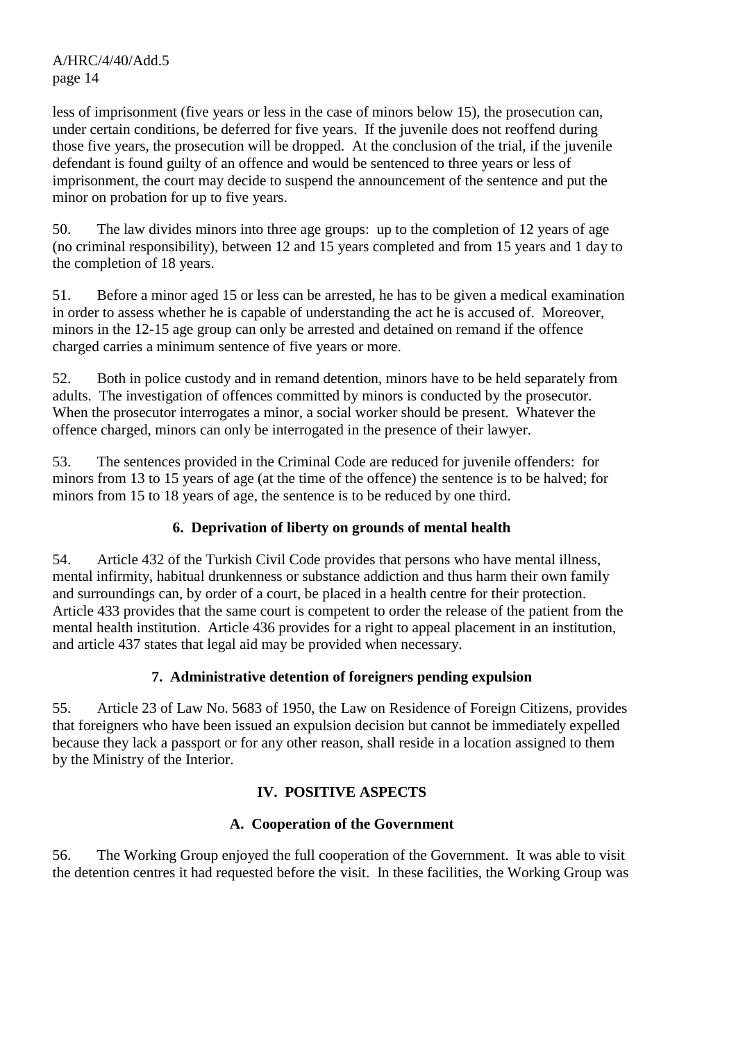less of imprisonment (five years or less in the case of minors below 15), the prosecution can, under certain conditions, be deferred for five years. If the juvenile does not reoffend during those five years, the prosecution will be dropped. At the conclusion of the trial, if the juvenile defendant is found guilty of an offence and would be sentenced to three years or less of imprisonment, the court may decide to suspend the announcement of the sentence and put the minor on probation for up to five years.

50. The law divides minors into three age groups: up to the completion of 12 years of age (no criminal responsibility), between 12 and 15 years completed and from 15 years and 1 day to the completion of 18 years.

51. Before a minor aged 15 or less can be arrested, he has to be given a medical examination in order to assess whether he is capable of understanding the act he is accused of. Moreover, minors in the 12-15 age group can only be arrested and detained on remand if the offence charged carries a minimum sentence of five years or more.

52. Both in police custody and in remand detention, minors have to be held separately from adults. The investigation of offences committed by minors is conducted by the prosecutor. When the prosecutor interrogates a minor, a social worker should be present. Whatever the offence charged, minors can only be interrogated in the presence of their lawyer.

53. The sentences provided in the Criminal Code are reduced for juvenile offenders: for minors from 13 to 15 years of age (at the time of the offence) the sentence is to be halved; for minors from 15 to 18 years of age, the sentence is to be reduced by one third.

### 6. Deprivation of liberty on grounds of mental health

54. Article 432 of the Turkish Civil Code provides that persons who have mental illness, mental infirmity, habitual drunkenness or substance addiction and thus harm their own family and surroundings can, by order of a court, be placed in a health centre for their protection. Article 433 provides that the same court is competent to order the release of the patient from the mental health institution. Article 436 provides for a right to appeal placement in an institution, and article 437 states that legal aid may be provided when necessary.

### 7. Administrative detention of foreigners pending expulsion

55. Article 23 of Law No. 5683 of 1950, the Law on Residence of Foreign Citizens, provides that foreigners who have been issued an expulsion decision but cannot be immediately expelled because they lack a passport or for any other reason, shall reside in a location assigned to them by the Ministry of the Interior.

## IV. POSITIVE ASPECTS

### A. Cooperation of the Government

56. The Working Group enjoyed the full cooperation of the Government. It was able to visit the detention centres it had requested before the visit. In these facilities, the Working Group was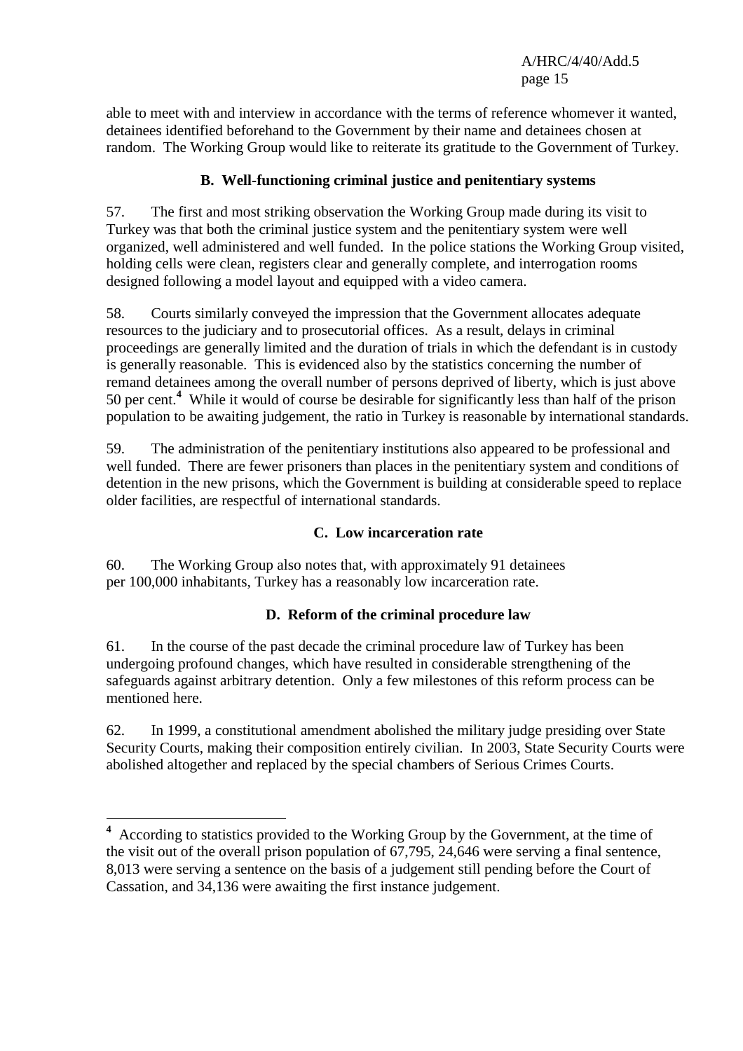able to meet with and interview in accordance with the terms of reference whomever it wanted, detainees identified beforehand to the Government by their name and detainees chosen at random. The Working Group would like to reiterate its gratitude to the Government of Turkey.

### B. Well-functioning criminal justice and penitentiary systems

57. The first and most striking observation the Working Group made during its visit to Turkey was that both the criminal justice system and the penitentiary system were well organized, well administered and well funded. In the police stations the Working Group visited, holding cells were clean, registers clear and generally complete, and interrogation rooms designed following a model layout and equipped with a video camera.

58. Courts similarly conveyed the impression that the Government allocates adequate resources to the judiciary and to prosecutorial offices. As a result, delays in criminal proceedings are generally limited and the duration of trials in which the defendant is in custody is generally reasonable. This is evidenced also by the statistics concerning the number of remand detainees among the overall number of persons deprived of liberty, which is just above 50 per cent.[4] While it would of course be desirable for significantly less than half of the prison population to be awaiting judgement, the ratio in Turkey is reasonable by international standards.

59. The administration of the penitentiary institutions also appeared to be professional and well funded. There are fewer prisoners than places in the penitentiary system and conditions of detention in the new prisons, which the Government is building at considerable speed to replace older facilities, are respectful of international standards.

### C. Low incarceration rate

60. The Working Group also notes that, with approximately 91 detainees per 100,000 inhabitants, Turkey has a reasonably low incarceration rate.

### D. Reform of the criminal procedure law

61. In the course of the past decade the criminal procedure law of Turkey has been undergoing profound changes, which have resulted in considerable strengthening of the safeguards against arbitrary detention. Only a few milestones of this reform process can be mentioned here.

62. In 1999, a constitutional amendment abolished the military judge presiding over State Security Courts, making their composition entirely civilian. In 2003, State Security Courts were abolished altogether and replaced by the special chambers of Serious Crimes Courts.

---

[4] According to statistics provided to the Working Group by the Government, at the time of the visit out of the overall prison population of 67,795, 24,646 were serving a final sentence, 8,013 were serving a sentence on the basis of a judgement still pending before the Court of Cassation, and 34,136 were awaiting the first instance judgement.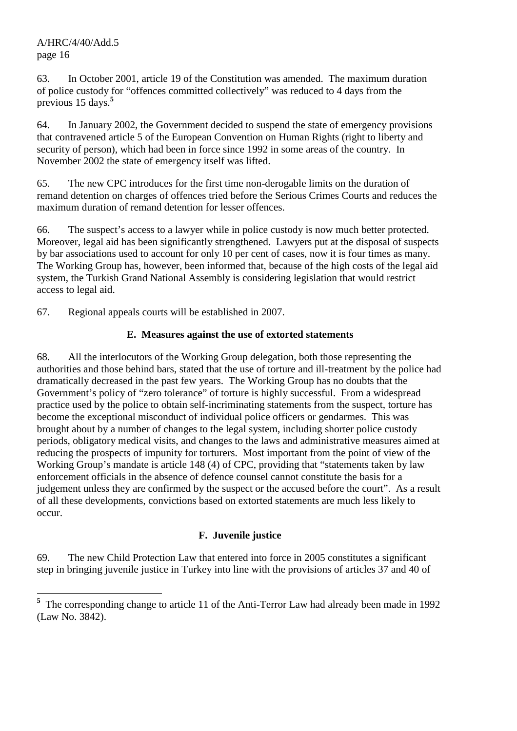63. In October 2001, article 19 of the Constitution was amended. The maximum duration of police custody for "offences committed collectively" was reduced to 4 days from the previous 15 days.[5]

64. In January 2002, the Government decided to suspend the state of emergency provisions that contravened article 5 of the European Convention on Human Rights (right to liberty and security of person), which had been in force since 1992 in some areas of the country. In November 2002 the state of emergency itself was lifted.

65. The new CPC introduces for the first time non-derogable limits on the duration of remand detention on charges of offences tried before the Serious Crimes Courts and reduces the maximum duration of remand detention for lesser offences.

66. The suspect's access to a lawyer while in police custody is now much better protected. Moreover, legal aid has been significantly strengthened. Lawyers put at the disposal of suspects by bar associations used to account for only 10 per cent of cases, now it is four times as many. The Working Group has, however, been informed that, because of the high costs of the legal aid system, the Turkish Grand National Assembly is considering legislation that would restrict access to legal aid.

67. Regional appeals courts will be established in 2007.

### E. Measures against the use of extorted statements

68. All the interlocutors of the Working Group delegation, both those representing the authorities and those behind bars, stated that the use of torture and ill-treatment by the police had dramatically decreased in the past few years. The Working Group has no doubts that the Government's policy of "zero tolerance" of torture is highly successful. From a widespread practice used by the police to obtain self-incriminating statements from the suspect, torture has become the exceptional misconduct of individual police officers or gendarmes. This was brought about by a number of changes to the legal system, including shorter police custody periods, obligatory medical visits, and changes to the laws and administrative measures aimed at reducing the prospects of impunity for torturers. Most important from the point of view of the Working Group's mandate is article 148 (4) of CPC, providing that "statements taken by law enforcement officials in the absence of defence counsel cannot constitute the basis for a judgement unless they are confirmed by the suspect or the accused before the court". As a result of all these developments, convictions based on extorted statements are much less likely to occur.

### F. Juvenile justice

69. The new Child Protection Law that entered into force in 2005 constitutes a significant step in bringing juvenile justice in Turkey into line with the provisions of articles 37 and 40 of

---

[5] The corresponding change to article 11 of the Anti-Terror Law had already been made in 1992 (Law No. 3842).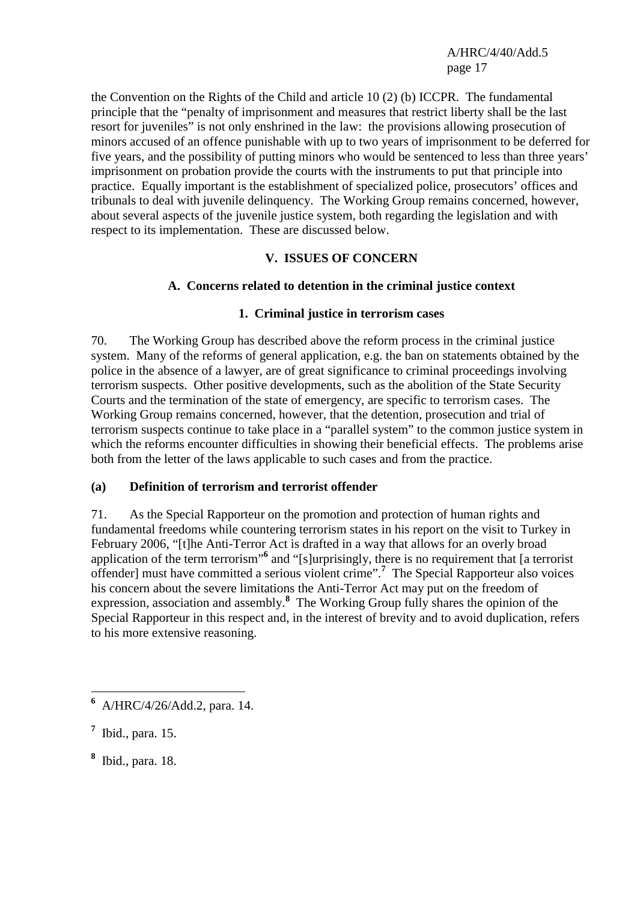the Convention on the Rights of the Child and article 10 (2) (b) ICCPR. The fundamental principle that the "penalty of imprisonment and measures that restrict liberty shall be the last resort for juveniles" is not only enshrined in the law: the provisions allowing prosecution of minors accused of an offence punishable with up to two years of imprisonment to be deferred for five years, and the possibility of putting minors who would be sentenced to less than three years' imprisonment on probation provide the courts with the instruments to put that principle into practice. Equally important is the establishment of specialized police, prosecutors' offices and tribunals to deal with juvenile delinquency. The Working Group remains concerned, however, about several aspects of the juvenile justice system, both regarding the legislation and with respect to its implementation. These are discussed below.

## V. ISSUES OF CONCERN

### A. Concerns related to detention in the criminal justice context

#### 1. Criminal justice in terrorism cases

70. The Working Group has described above the reform process in the criminal justice system. Many of the reforms of general application, e.g. the ban on statements obtained by the police in the absence of a lawyer, are of great significance to criminal proceedings involving terrorism suspects. Other positive developments, such as the abolition of the State Security Courts and the termination of the state of emergency, are specific to terrorism cases. The Working Group remains concerned, however, that the detention, prosecution and trial of terrorism suspects continue to take place in a "parallel system" to the common justice system in which the reforms encounter difficulties in showing their beneficial effects. The problems arise both from the letter of the laws applicable to such cases and from the practice.

**(a) Definition of terrorism and terrorist offender**

71. As the Special Rapporteur on the promotion and protection of human rights and fundamental freedoms while countering terrorism states in his report on the visit to Turkey in February 2006, "[t]he Anti-Terror Act is drafted in a way that allows for an overly broad application of the term terrorism"[6] and "[s]urprisingly, there is no requirement that [a terrorist offender] must have committed a serious violent crime".[7] The Special Rapporteur also voices his concern about the severe limitations the Anti-Terror Act may put on the freedom of expression, association and assembly.[8] The Working Group fully shares the opinion of the Special Rapporteur in this respect and, in the interest of brevity and to avoid duplication, refers to his more extensive reasoning.

---

[6] A/HRC/4/26/Add.2, para. 14.

[7] Ibid., para. 15.

[8] Ibid., para. 18.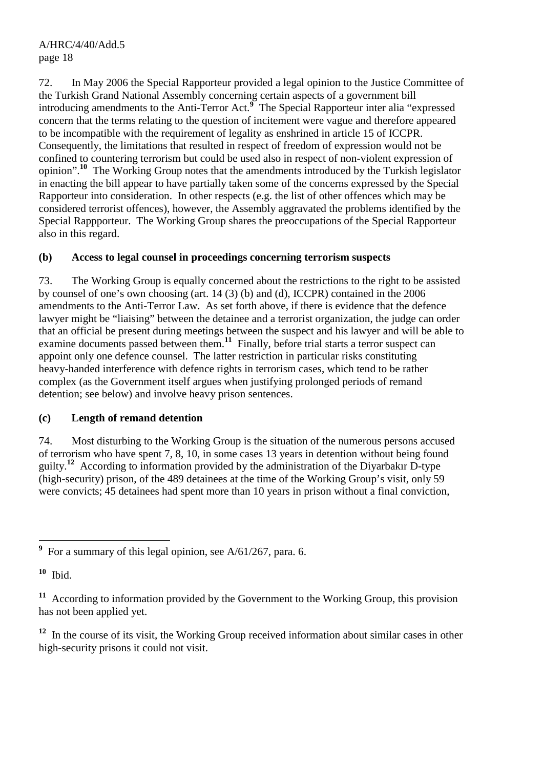72. In May 2006 the Special Rapporteur provided a legal opinion to the Justice Committee of the Turkish Grand National Assembly concerning certain aspects of a government bill introducing amendments to the Anti-Terror Act.[9] The Special Rapporteur inter alia "expressed concern that the terms relating to the question of incitement were vague and therefore appeared to be incompatible with the requirement of legality as enshrined in article 15 of ICCPR. Consequently, the limitations that resulted in respect of freedom of expression would not be confined to countering terrorism but could be used also in respect of non-violent expression of opinion".[10] The Working Group notes that the amendments introduced by the Turkish legislator in enacting the bill appear to have partially taken some of the concerns expressed by the Special Rapporteur into consideration. In other respects (e.g. the list of other offences which may be considered terrorist offences), however, the Assembly aggravated the problems identified by the Special Rappporteur. The Working Group shares the preoccupations of the Special Rapporteur also in this regard.

**(b) Access to legal counsel in proceedings concerning terrorism suspects**

73. The Working Group is equally concerned about the restrictions to the right to be assisted by counsel of one's own choosing (art. 14 (3) (b) and (d), ICCPR) contained in the 2006 amendments to the Anti-Terror Law. As set forth above, if there is evidence that the defence lawyer might be "liaising" between the detainee and a terrorist organization, the judge can order that an official be present during meetings between the suspect and his lawyer and will be able to examine documents passed between them.[11] Finally, before trial starts a terror suspect can appoint only one defence counsel. The latter restriction in particular risks constituting heavy-handed interference with defence rights in terrorism cases, which tend to be rather complex (as the Government itself argues when justifying prolonged periods of remand detention; see below) and involve heavy prison sentences.

**(c) Length of remand detention**

74. Most disturbing to the Working Group is the situation of the numerous persons accused of terrorism who have spent 7, 8, 10, in some cases 13 years in detention without being found guilty.[12] According to information provided by the administration of the Diyarbakır D-type (high-security) prison, of the 489 detainees at the time of the Working Group's visit, only 59 were convicts; 45 detainees had spent more than 10 years in prison without a final conviction,

---

[9] For a summary of this legal opinion, see A/61/267, para. 6.

[10] Ibid.

[11] According to information provided by the Government to the Working Group, this provision has not been applied yet.

[12] In the course of its visit, the Working Group received information about similar cases in other high-security prisons it could not visit.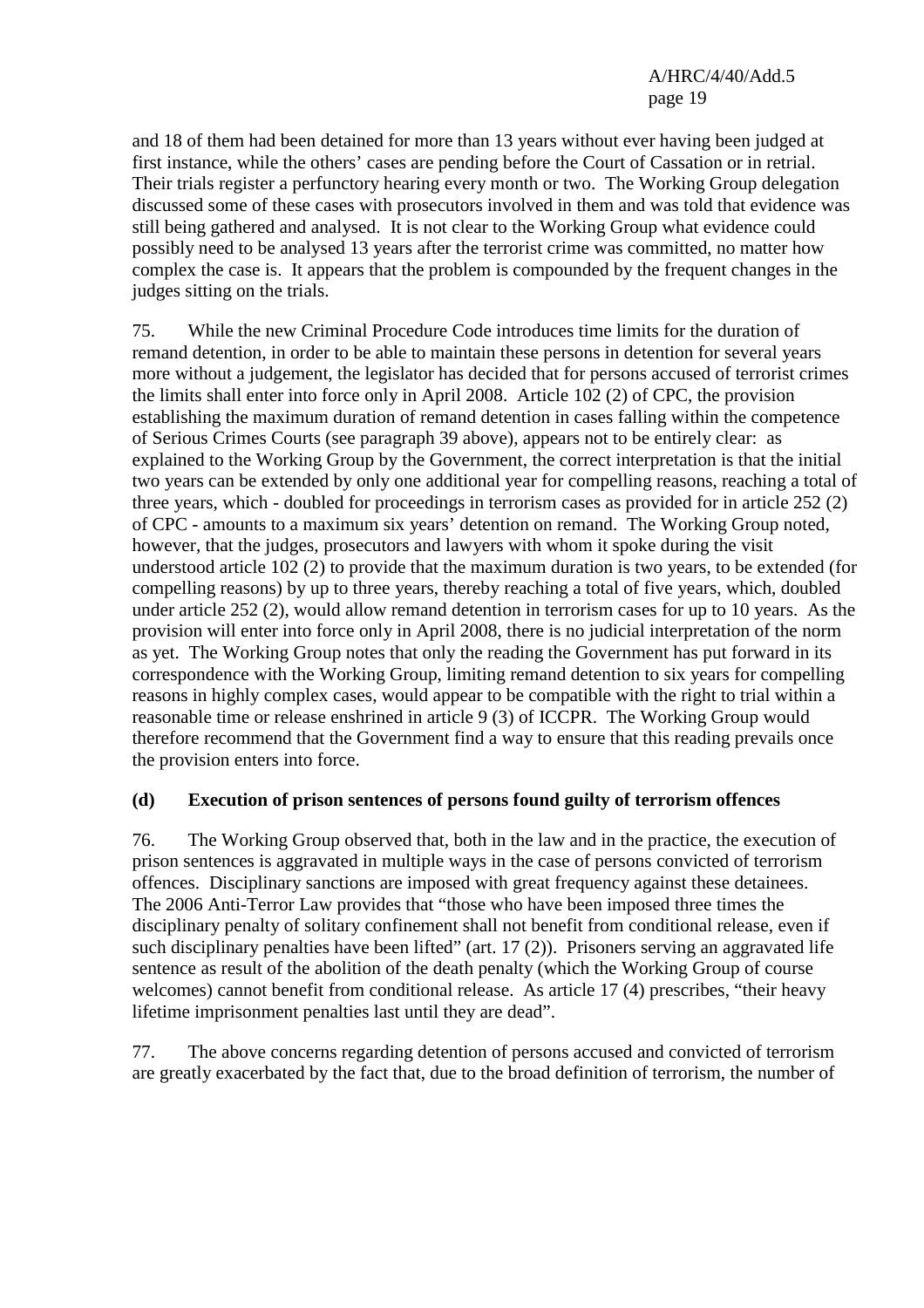and 18 of them had been detained for more than 13 years without ever having been judged at first instance, while the others' cases are pending before the Court of Cassation or in retrial. Their trials register a perfunctory hearing every month or two. The Working Group delegation discussed some of these cases with prosecutors involved in them and was told that evidence was still being gathered and analysed. It is not clear to the Working Group what evidence could possibly need to be analysed 13 years after the terrorist crime was committed, no matter how complex the case is. It appears that the problem is compounded by the frequent changes in the judges sitting on the trials.

75. While the new Criminal Procedure Code introduces time limits for the duration of remand detention, in order to be able to maintain these persons in detention for several years more without a judgement, the legislator has decided that for persons accused of terrorist crimes the limits shall enter into force only in April 2008. Article 102 (2) of CPC, the provision establishing the maximum duration of remand detention in cases falling within the competence of Serious Crimes Courts (see paragraph 39 above), appears not to be entirely clear: as explained to the Working Group by the Government, the correct interpretation is that the initial two years can be extended by only one additional year for compelling reasons, reaching a total of three years, which - doubled for proceedings in terrorism cases as provided for in article 252 (2) of CPC - amounts to a maximum six years' detention on remand. The Working Group noted, however, that the judges, prosecutors and lawyers with whom it spoke during the visit understood article 102 (2) to provide that the maximum duration is two years, to be extended (for compelling reasons) by up to three years, thereby reaching a total of five years, which, doubled under article 252 (2), would allow remand detention in terrorism cases for up to 10 years. As the provision will enter into force only in April 2008, there is no judicial interpretation of the norm as yet. The Working Group notes that only the reading the Government has put forward in its correspondence with the Working Group, limiting remand detention to six years for compelling reasons in highly complex cases, would appear to be compatible with the right to trial within a reasonable time or release enshrined in article 9 (3) of ICCPR. The Working Group would therefore recommend that the Government find a way to ensure that this reading prevails once the provision enters into force.

### (d) Execution of prison sentences of persons found guilty of terrorism offences

76. The Working Group observed that, both in the law and in the practice, the execution of prison sentences is aggravated in multiple ways in the case of persons convicted of terrorism offences. Disciplinary sanctions are imposed with great frequency against these detainees. The 2006 Anti-Terror Law provides that "those who have been imposed three times the disciplinary penalty of solitary confinement shall not benefit from conditional release, even if such disciplinary penalties have been lifted" (art. 17 (2)). Prisoners serving an aggravated life sentence as result of the abolition of the death penalty (which the Working Group of course welcomes) cannot benefit from conditional release. As article 17 (4) prescribes, "their heavy lifetime imprisonment penalties last until they are dead".

77. The above concerns regarding detention of persons accused and convicted of terrorism are greatly exacerbated by the fact that, due to the broad definition of terrorism, the number of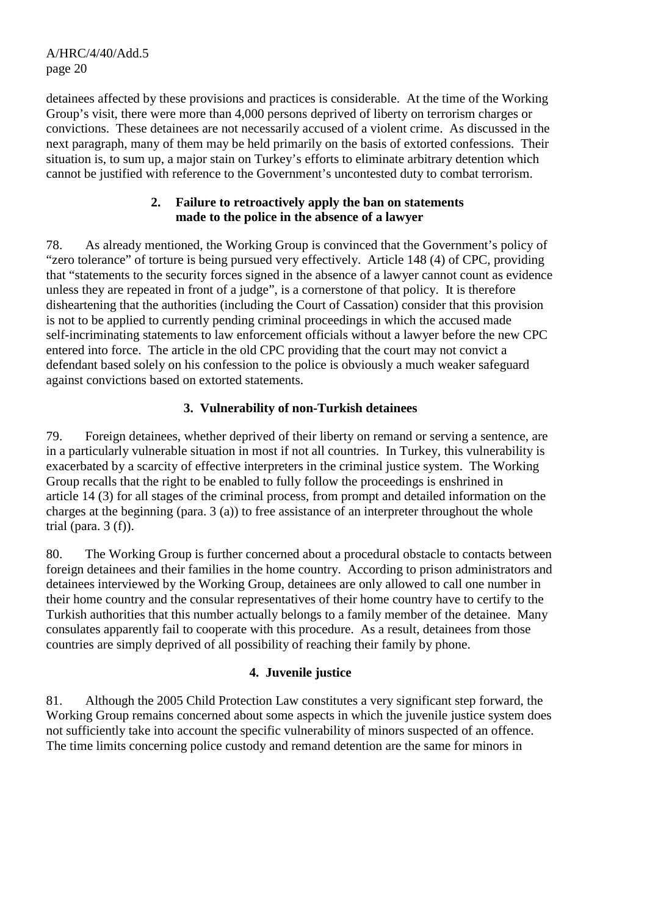detainees affected by these provisions and practices is considerable. At the time of the Working Group's visit, there were more than 4,000 persons deprived of liberty on terrorism charges or convictions. These detainees are not necessarily accused of a violent crime. As discussed in the next paragraph, many of them may be held primarily on the basis of extorted confessions. Their situation is, to sum up, a major stain on Turkey's efforts to eliminate arbitrary detention which cannot be justified with reference to the Government's uncontested duty to combat terrorism.

### 2. Failure to retroactively apply the ban on statements made to the police in the absence of a lawyer

78. As already mentioned, the Working Group is convinced that the Government's policy of "zero tolerance" of torture is being pursued very effectively. Article 148 (4) of CPC, providing that "statements to the security forces signed in the absence of a lawyer cannot count as evidence unless they are repeated in front of a judge", is a cornerstone of that policy. It is therefore disheartening that the authorities (including the Court of Cassation) consider that this provision is not to be applied to currently pending criminal proceedings in which the accused made self-incriminating statements to law enforcement officials without a lawyer before the new CPC entered into force. The article in the old CPC providing that the court may not convict a defendant based solely on his confession to the police is obviously a much weaker safeguard against convictions based on extorted statements.

### 3. Vulnerability of non-Turkish detainees

79. Foreign detainees, whether deprived of their liberty on remand or serving a sentence, are in a particularly vulnerable situation in most if not all countries. In Turkey, this vulnerability is exacerbated by a scarcity of effective interpreters in the criminal justice system. The Working Group recalls that the right to be enabled to fully follow the proceedings is enshrined in article 14 (3) for all stages of the criminal process, from prompt and detailed information on the charges at the beginning (para. 3 (a)) to free assistance of an interpreter throughout the whole trial (para. 3 (f)).

80. The Working Group is further concerned about a procedural obstacle to contacts between foreign detainees and their families in the home country. According to prison administrators and detainees interviewed by the Working Group, detainees are only allowed to call one number in their home country and the consular representatives of their home country have to certify to the Turkish authorities that this number actually belongs to a family member of the detainee. Many consulates apparently fail to cooperate with this procedure. As a result, detainees from those countries are simply deprived of all possibility of reaching their family by phone.

### 4. Juvenile justice

81. Although the 2005 Child Protection Law constitutes a very significant step forward, the Working Group remains concerned about some aspects in which the juvenile justice system does not sufficiently take into account the specific vulnerability of minors suspected of an offence. The time limits concerning police custody and remand detention are the same for minors in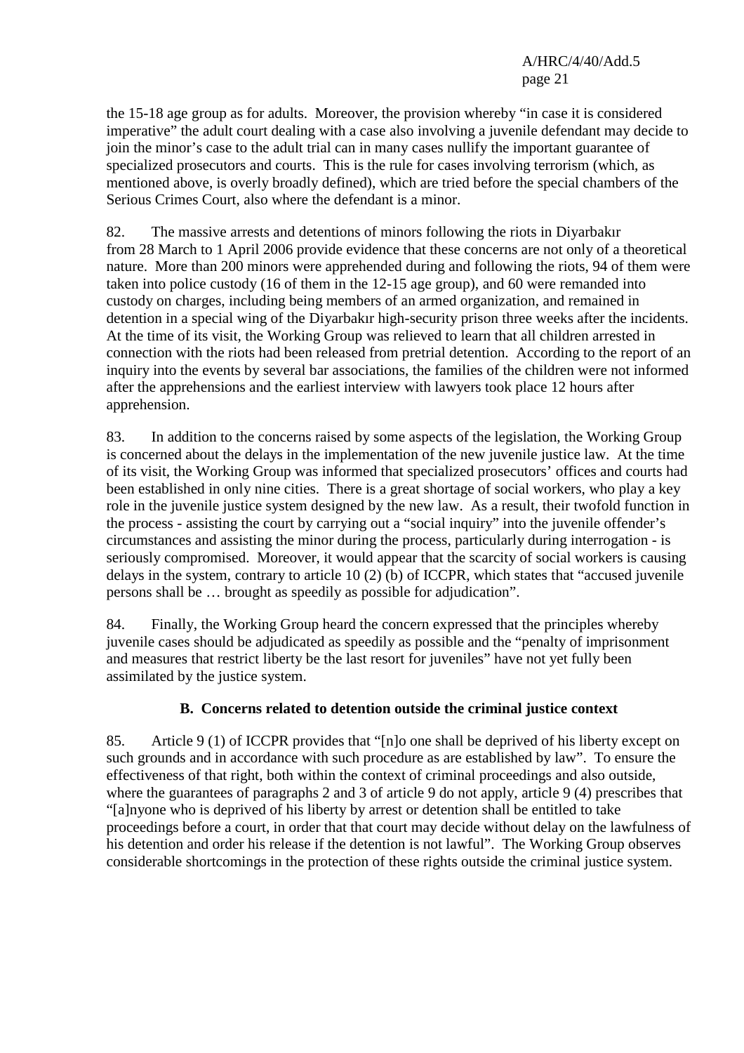the 15-18 age group as for adults. Moreover, the provision whereby "in case it is considered imperative" the adult court dealing with a case also involving a juvenile defendant may decide to join the minor's case to the adult trial can in many cases nullify the important guarantee of specialized prosecutors and courts. This is the rule for cases involving terrorism (which, as mentioned above, is overly broadly defined), which are tried before the special chambers of the Serious Crimes Court, also where the defendant is a minor.

82. The massive arrests and detentions of minors following the riots in Diyarbakır from 28 March to 1 April 2006 provide evidence that these concerns are not only of a theoretical nature. More than 200 minors were apprehended during and following the riots, 94 of them were taken into police custody (16 of them in the 12-15 age group), and 60 were remanded into custody on charges, including being members of an armed organization, and remained in detention in a special wing of the Diyarbakır high-security prison three weeks after the incidents. At the time of its visit, the Working Group was relieved to learn that all children arrested in connection with the riots had been released from pretrial detention. According to the report of an inquiry into the events by several bar associations, the families of the children were not informed after the apprehensions and the earliest interview with lawyers took place 12 hours after apprehension.

83. In addition to the concerns raised by some aspects of the legislation, the Working Group is concerned about the delays in the implementation of the new juvenile justice law. At the time of its visit, the Working Group was informed that specialized prosecutors' offices and courts had been established in only nine cities. There is a great shortage of social workers, who play a key role in the juvenile justice system designed by the new law. As a result, their twofold function in the process - assisting the court by carrying out a "social inquiry" into the juvenile offender's circumstances and assisting the minor during the process, particularly during interrogation - is seriously compromised. Moreover, it would appear that the scarcity of social workers is causing delays in the system, contrary to article 10 (2) (b) of ICCPR, which states that "accused juvenile persons shall be … brought as speedily as possible for adjudication".

84. Finally, the Working Group heard the concern expressed that the principles whereby juvenile cases should be adjudicated as speedily as possible and the "penalty of imprisonment and measures that restrict liberty be the last resort for juveniles" have not yet fully been assimilated by the justice system.

## B. Concerns related to detention outside the criminal justice context

85. Article 9 (1) of ICCPR provides that "[n]o one shall be deprived of his liberty except on such grounds and in accordance with such procedure as are established by law". To ensure the effectiveness of that right, both within the context of criminal proceedings and also outside, where the guarantees of paragraphs 2 and 3 of article 9 do not apply, article 9 (4) prescribes that "[a]nyone who is deprived of his liberty by arrest or detention shall be entitled to take proceedings before a court, in order that that court may decide without delay on the lawfulness of his detention and order his release if the detention is not lawful". The Working Group observes considerable shortcomings in the protection of these rights outside the criminal justice system.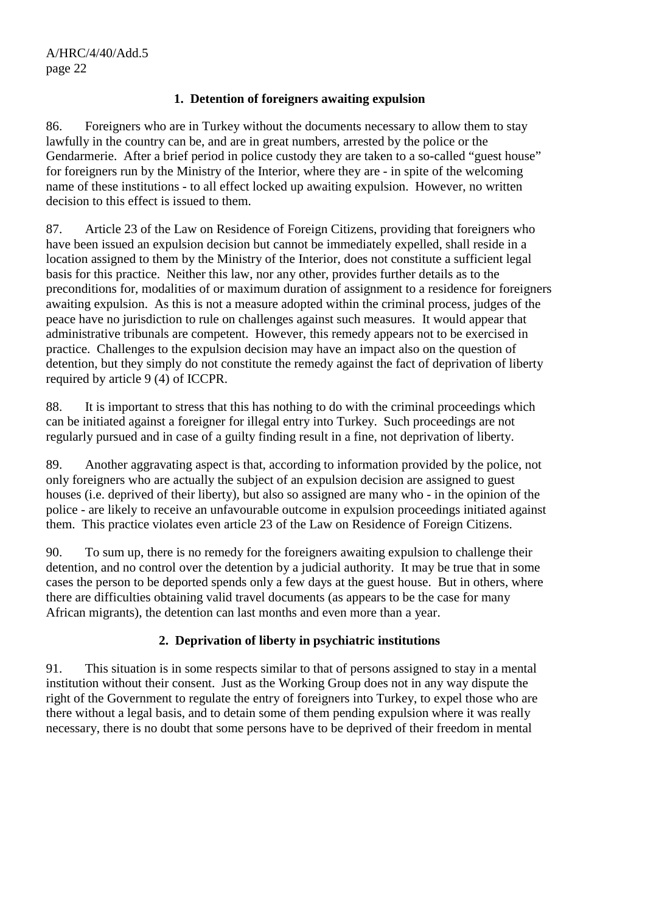### 1. Detention of foreigners awaiting expulsion

86. Foreigners who are in Turkey without the documents necessary to allow them to stay lawfully in the country can be, and are in great numbers, arrested by the police or the Gendarmerie. After a brief period in police custody they are taken to a so-called "guest house" for foreigners run by the Ministry of the Interior, where they are - in spite of the welcoming name of these institutions - to all effect locked up awaiting expulsion. However, no written decision to this effect is issued to them.

87. Article 23 of the Law on Residence of Foreign Citizens, providing that foreigners who have been issued an expulsion decision but cannot be immediately expelled, shall reside in a location assigned to them by the Ministry of the Interior, does not constitute a sufficient legal basis for this practice. Neither this law, nor any other, provides further details as to the preconditions for, modalities of or maximum duration of assignment to a residence for foreigners awaiting expulsion. As this is not a measure adopted within the criminal process, judges of the peace have no jurisdiction to rule on challenges against such measures. It would appear that administrative tribunals are competent. However, this remedy appears not to be exercised in practice. Challenges to the expulsion decision may have an impact also on the question of detention, but they simply do not constitute the remedy against the fact of deprivation of liberty required by article 9 (4) of ICCPR.

88. It is important to stress that this has nothing to do with the criminal proceedings which can be initiated against a foreigner for illegal entry into Turkey. Such proceedings are not regularly pursued and in case of a guilty finding result in a fine, not deprivation of liberty.

89. Another aggravating aspect is that, according to information provided by the police, not only foreigners who are actually the subject of an expulsion decision are assigned to guest houses (i.e. deprived of their liberty), but also so assigned are many who - in the opinion of the police - are likely to receive an unfavourable outcome in expulsion proceedings initiated against them. This practice violates even article 23 of the Law on Residence of Foreign Citizens.

90. To sum up, there is no remedy for the foreigners awaiting expulsion to challenge their detention, and no control over the detention by a judicial authority. It may be true that in some cases the person to be deported spends only a few days at the guest house. But in others, where there are difficulties obtaining valid travel documents (as appears to be the case for many African migrants), the detention can last months and even more than a year.

### 2. Deprivation of liberty in psychiatric institutions

91. This situation is in some respects similar to that of persons assigned to stay in a mental institution without their consent. Just as the Working Group does not in any way dispute the right of the Government to regulate the entry of foreigners into Turkey, to expel those who are there without a legal basis, and to detain some of them pending expulsion where it was really necessary, there is no doubt that some persons have to be deprived of their freedom in mental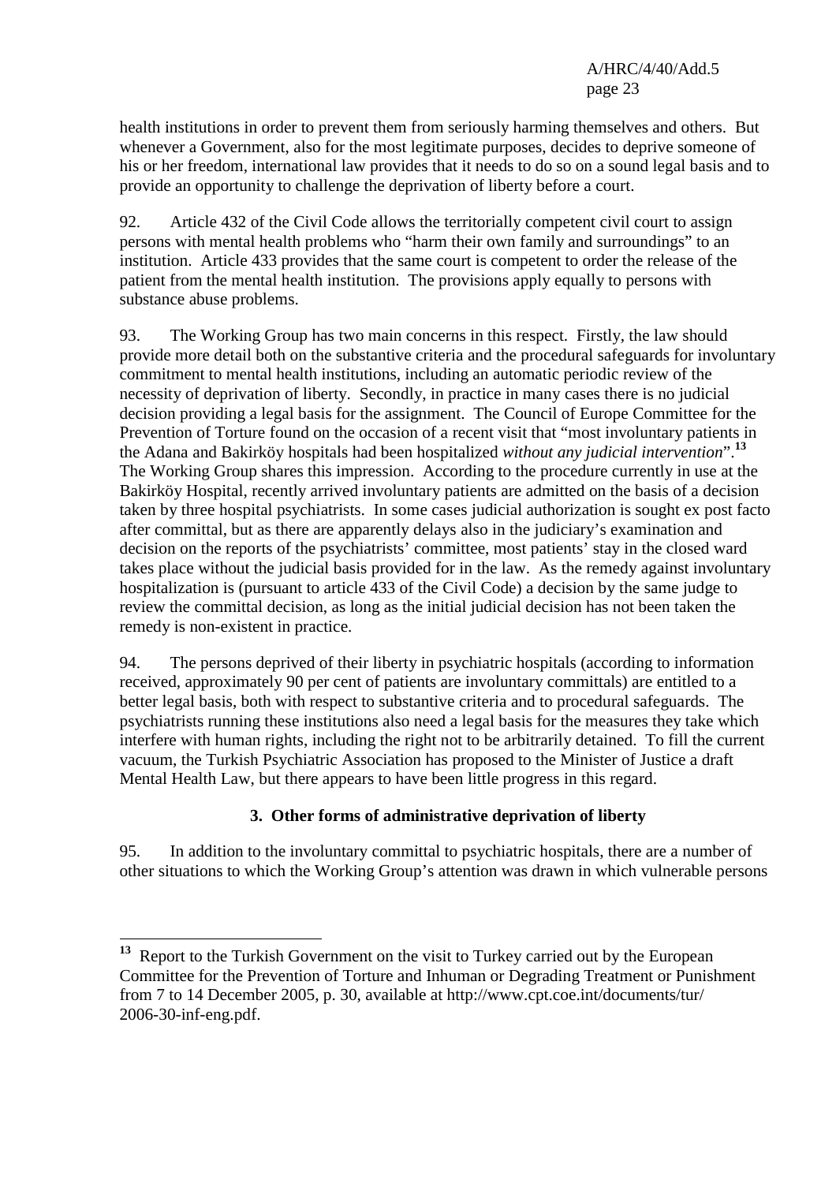health institutions in order to prevent them from seriously harming themselves and others. But whenever a Government, also for the most legitimate purposes, decides to deprive someone of his or her freedom, international law provides that it needs to do so on a sound legal basis and to provide an opportunity to challenge the deprivation of liberty before a court.

92. Article 432 of the Civil Code allows the territorially competent civil court to assign persons with mental health problems who "harm their own family and surroundings" to an institution. Article 433 provides that the same court is competent to order the release of the patient from the mental health institution. The provisions apply equally to persons with substance abuse problems.

93. The Working Group has two main concerns in this respect. Firstly, the law should provide more detail both on the substantive criteria and the procedural safeguards for involuntary commitment to mental health institutions, including an automatic periodic review of the necessity of deprivation of liberty. Secondly, in practice in many cases there is no judicial decision providing a legal basis for the assignment. The Council of Europe Committee for the Prevention of Torture found on the occasion of a recent visit that "most involuntary patients in the Adana and Bakirköy hospitals had been hospitalized *without any judicial intervention*".[13] The Working Group shares this impression. According to the procedure currently in use at the Bakirköy Hospital, recently arrived involuntary patients are admitted on the basis of a decision taken by three hospital psychiatrists. In some cases judicial authorization is sought ex post facto after committal, but as there are apparently delays also in the judiciary's examination and decision on the reports of the psychiatrists' committee, most patients' stay in the closed ward takes place without the judicial basis provided for in the law. As the remedy against involuntary hospitalization is (pursuant to article 433 of the Civil Code) a decision by the same judge to review the committal decision, as long as the initial judicial decision has not been taken the remedy is non-existent in practice.

94. The persons deprived of their liberty in psychiatric hospitals (according to information received, approximately 90 per cent of patients are involuntary committals) are entitled to a better legal basis, both with respect to substantive criteria and to procedural safeguards. The psychiatrists running these institutions also need a legal basis for the measures they take which interfere with human rights, including the right not to be arbitrarily detained. To fill the current vacuum, the Turkish Psychiatric Association has proposed to the Minister of Justice a draft Mental Health Law, but there appears to have been little progress in this regard.

### 3. Other forms of administrative deprivation of liberty

95. In addition to the involuntary committal to psychiatric hospitals, there are a number of other situations to which the Working Group's attention was drawn in which vulnerable persons

---

[13] Report to the Turkish Government on the visit to Turkey carried out by the European Committee for the Prevention of Torture and Inhuman or Degrading Treatment or Punishment from 7 to 14 December 2005, p. 30, available at http://www.cpt.coe.int/documents/tur/2006-30-inf-eng.pdf.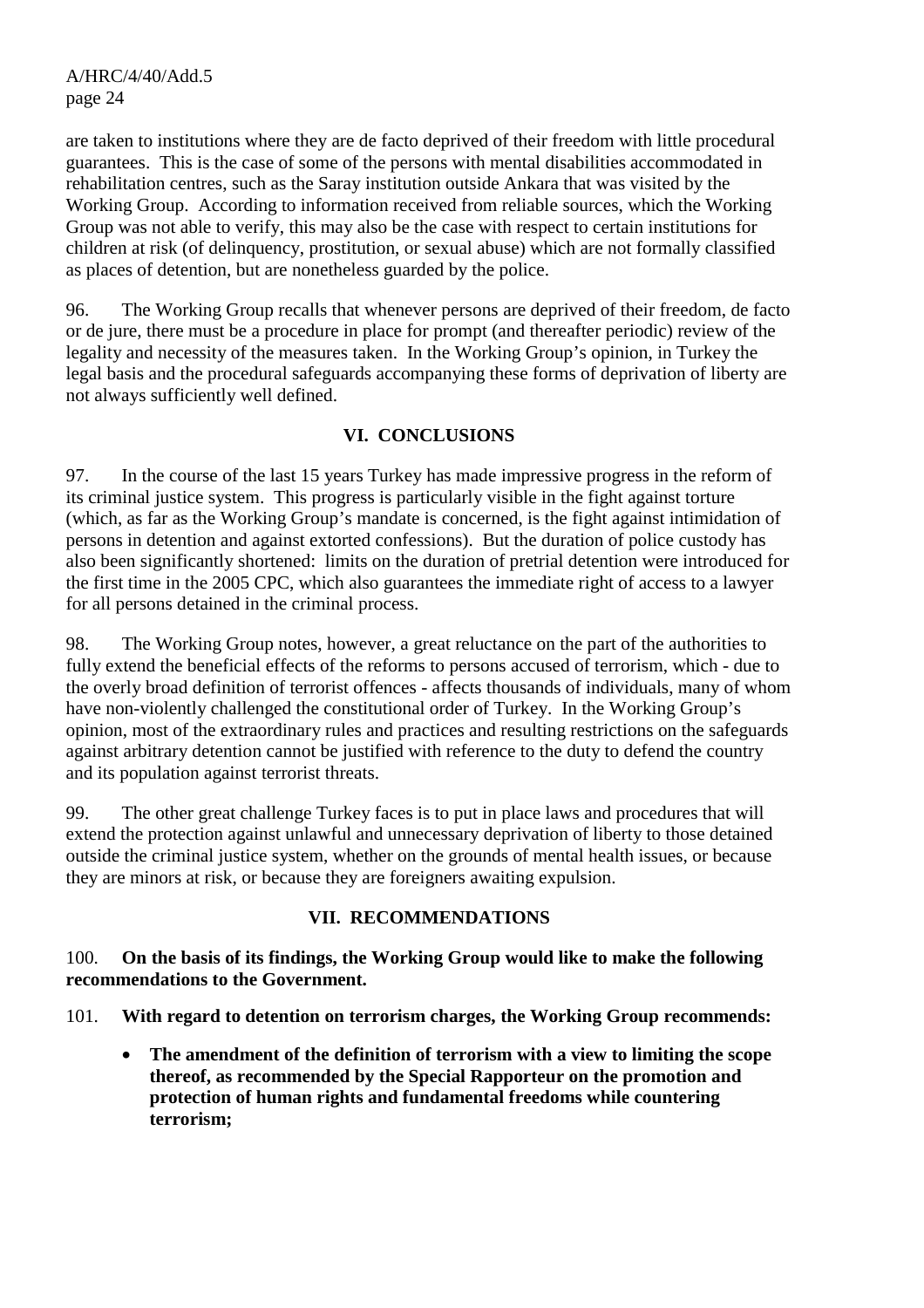are taken to institutions where they are de facto deprived of their freedom with little procedural guarantees. This is the case of some of the persons with mental disabilities accommodated in rehabilitation centres, such as the Saray institution outside Ankara that was visited by the Working Group. According to information received from reliable sources, which the Working Group was not able to verify, this may also be the case with respect to certain institutions for children at risk (of delinquency, prostitution, or sexual abuse) which are not formally classified as places of detention, but are nonetheless guarded by the police.

96. The Working Group recalls that whenever persons are deprived of their freedom, de facto or de jure, there must be a procedure in place for prompt (and thereafter periodic) review of the legality and necessity of the measures taken. In the Working Group's opinion, in Turkey the legal basis and the procedural safeguards accompanying these forms of deprivation of liberty are not always sufficiently well defined.

## VI. CONCLUSIONS

97. In the course of the last 15 years Turkey has made impressive progress in the reform of its criminal justice system. This progress is particularly visible in the fight against torture (which, as far as the Working Group's mandate is concerned, is the fight against intimidation of persons in detention and against extorted confessions). But the duration of police custody has also been significantly shortened: limits on the duration of pretrial detention were introduced for the first time in the 2005 CPC, which also guarantees the immediate right of access to a lawyer for all persons detained in the criminal process.

98. The Working Group notes, however, a great reluctance on the part of the authorities to fully extend the beneficial effects of the reforms to persons accused of terrorism, which - due to the overly broad definition of terrorist offences - affects thousands of individuals, many of whom have non-violently challenged the constitutional order of Turkey. In the Working Group's opinion, most of the extraordinary rules and practices and resulting restrictions on the safeguards against arbitrary detention cannot be justified with reference to the duty to defend the country and its population against terrorist threats.

99. The other great challenge Turkey faces is to put in place laws and procedures that will extend the protection against unlawful and unnecessary deprivation of liberty to those detained outside the criminal justice system, whether on the grounds of mental health issues, or because they are minors at risk, or because they are foreigners awaiting expulsion.

## VII. RECOMMENDATIONS

100. **On the basis of its findings, the Working Group would like to make the following recommendations to the Government.**

101. **With regard to detention on terrorism charges, the Working Group recommends:**

- **The amendment of the definition of terrorism with a view to limiting the scope thereof, as recommended by the Special Rapporteur on the promotion and protection of human rights and fundamental freedoms while countering terrorism;**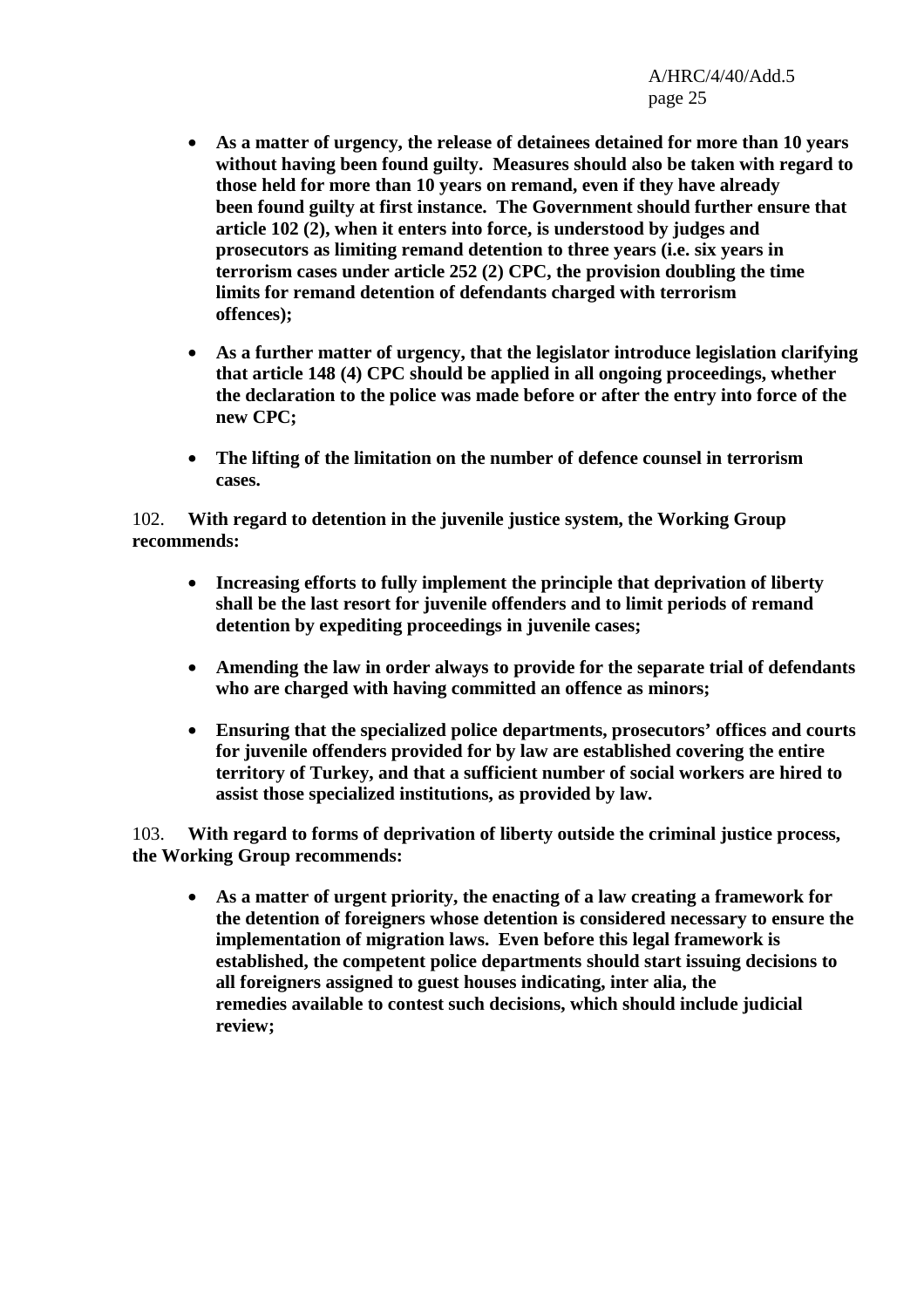- **As a matter of urgency, the release of detainees detained for more than 10 years without having been found guilty. Measures should also be taken with regard to those held for more than 10 years on remand, even if they have already been found guilty at first instance. The Government should further ensure that article 102 (2), when it enters into force, is understood by judges and prosecutors as limiting remand detention to three years (i.e. six years in terrorism cases under article 252 (2) CPC, the provision doubling the time limits for remand detention of defendants charged with terrorism offences);**

- **As a further matter of urgency, that the legislator introduce legislation clarifying that article 148 (4) CPC should be applied in all ongoing proceedings, whether the declaration to the police was made before or after the entry into force of the new CPC;**

- **The lifting of the limitation on the number of defence counsel in terrorism cases.**

102. **With regard to detention in the juvenile justice system, the Working Group recommends:**

- **Increasing efforts to fully implement the principle that deprivation of liberty shall be the last resort for juvenile offenders and to limit periods of remand detention by expediting proceedings in juvenile cases;**

- **Amending the law in order always to provide for the separate trial of defendants who are charged with having committed an offence as minors;**

- **Ensuring that the specialized police departments, prosecutors' offices and courts for juvenile offenders provided for by law are established covering the entire territory of Turkey, and that a sufficient number of social workers are hired to assist those specialized institutions, as provided by law.**

103. **With regard to forms of deprivation of liberty outside the criminal justice process, the Working Group recommends:**

- **As a matter of urgent priority, the enacting of a law creating a framework for the detention of foreigners whose detention is considered necessary to ensure the implementation of migration laws. Even before this legal framework is established, the competent police departments should start issuing decisions to all foreigners assigned to guest houses indicating, inter alia, the remedies available to contest such decisions, which should include judicial review;**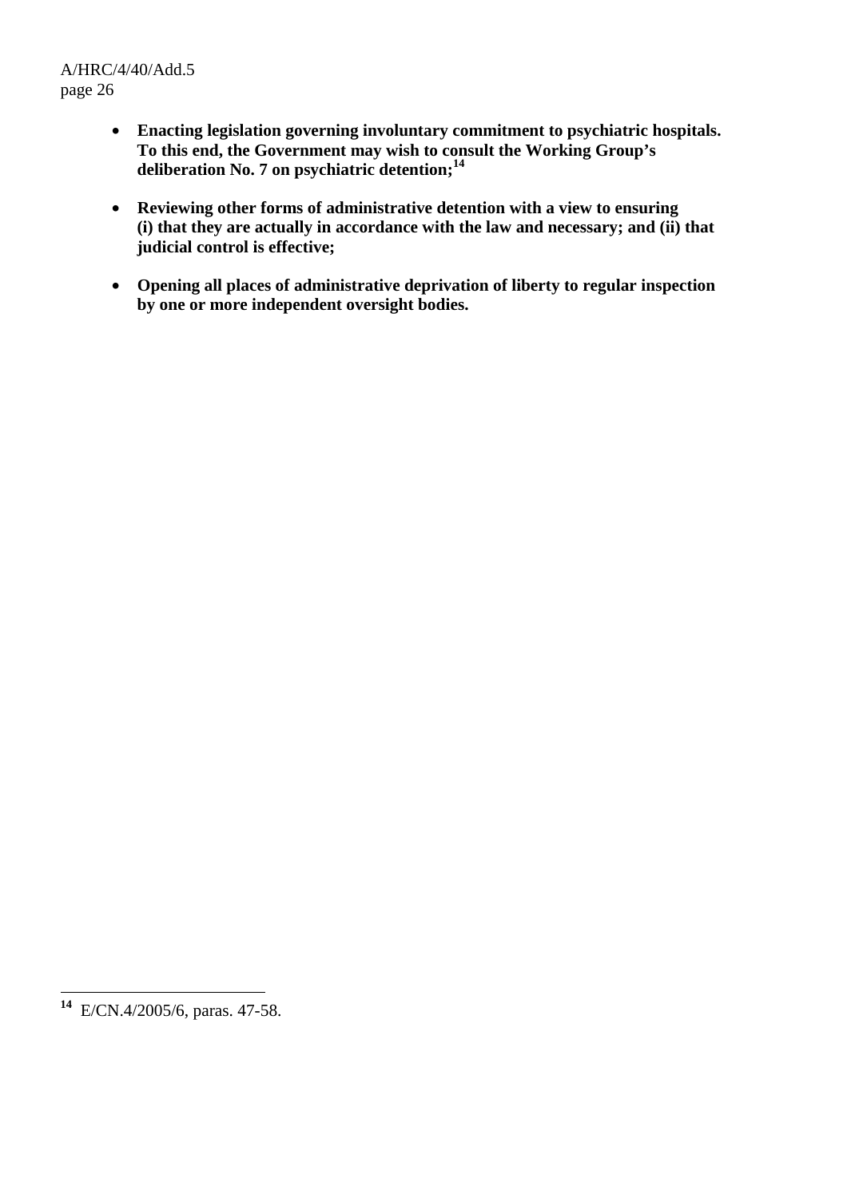- **Enacting legislation governing involuntary commitment to psychiatric hospitals. To this end, the Government may wish to consult the Working Group's deliberation No. 7 on psychiatric detention;**[14]

- **Reviewing other forms of administrative detention with a view to ensuring (i) that they are actually in accordance with the law and necessary; and (ii) that judicial control is effective;**

- **Opening all places of administrative deprivation of liberty to regular inspection by one or more independent oversight bodies.**

---

[14] E/CN.4/2005/6, paras. 47-58.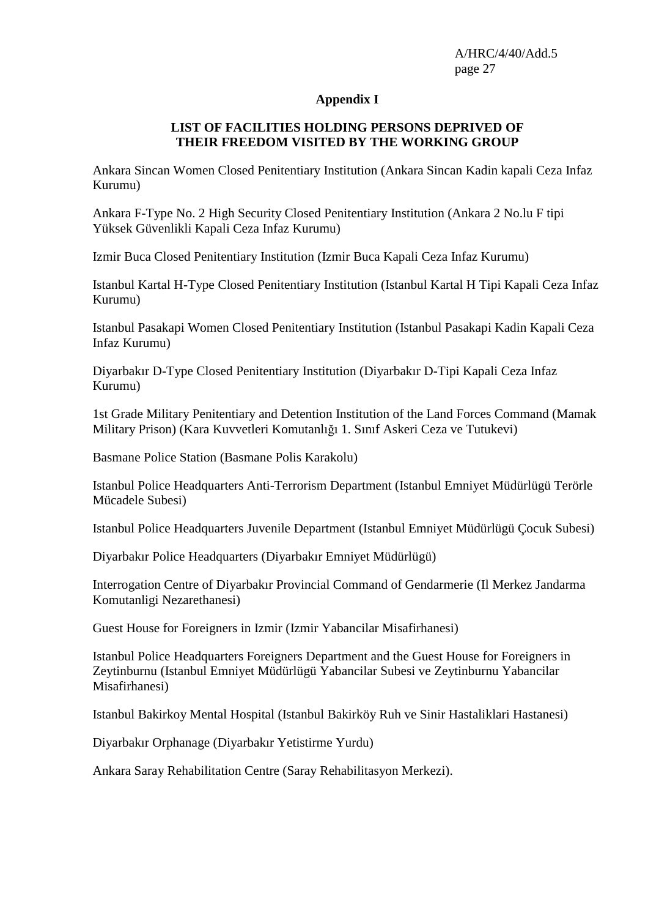## Appendix I

### LIST OF FACILITIES HOLDING PERSONS DEPRIVED OF THEIR FREEDOM VISITED BY THE WORKING GROUP

Ankara Sincan Women Closed Penitentiary Institution (Ankara Sincan Kadin kapali Ceza Infaz Kurumu)

Ankara F-Type No. 2 High Security Closed Penitentiary Institution (Ankara 2 No.lu F tipi Yüksek Güvenlikli Kapali Ceza Infaz Kurumu)

Izmir Buca Closed Penitentiary Institution (Izmir Buca Kapali Ceza Infaz Kurumu)

Istanbul Kartal H-Type Closed Penitentiary Institution (Istanbul Kartal H Tipi Kapali Ceza Infaz Kurumu)

Istanbul Pasakapi Women Closed Penitentiary Institution (Istanbul Pasakapi Kadin Kapali Ceza Infaz Kurumu)

Diyarbakır D-Type Closed Penitentiary Institution (Diyarbakır D-Tipi Kapali Ceza Infaz Kurumu)

1st Grade Military Penitentiary and Detention Institution of the Land Forces Command (Mamak Military Prison) (Kara Kuvvetleri Komutanlığı 1. Sınıf Askeri Ceza ve Tutukevi)

Basmane Police Station (Basmane Polis Karakolu)

Istanbul Police Headquarters Anti-Terrorism Department (Istanbul Emniyet Müdürlügü Terörle Mücadele Subesi)

Istanbul Police Headquarters Juvenile Department (Istanbul Emniyet Müdürlügü Çocuk Subesi)

Diyarbakır Police Headquarters (Diyarbakır Emniyet Müdürlügü)

Interrogation Centre of Diyarbakır Provincial Command of Gendarmerie (Il Merkez Jandarma Komutanligi Nezarethanesi)

Guest House for Foreigners in Izmir (Izmir Yabancilar Misafirhanesi)

Istanbul Police Headquarters Foreigners Department and the Guest House for Foreigners in Zeytinburnu (Istanbul Emniyet Müdürlügü Yabancilar Subesi ve Zeytinburnu Yabancilar Misafirhanesi)

Istanbul Bakirkoy Mental Hospital (Istanbul Bakirköy Ruh ve Sinir Hastaliklari Hastanesi)

Diyarbakır Orphanage (Diyarbakır Yetistirme Yurdu)

Ankara Saray Rehabilitation Centre (Saray Rehabilitasyon Merkezi).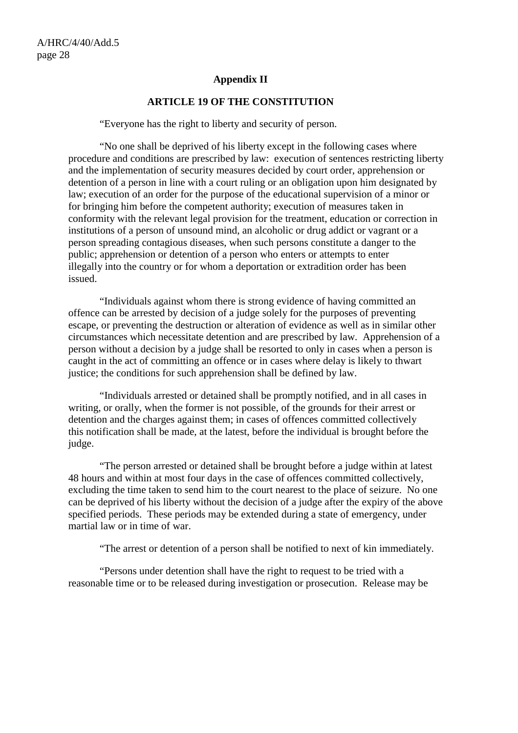## Appendix II

## ARTICLE 19 OF THE CONSTITUTION

"Everyone has the right to liberty and security of person.

"No one shall be deprived of his liberty except in the following cases where procedure and conditions are prescribed by law: execution of sentences restricting liberty and the implementation of security measures decided by court order, apprehension or detention of a person in line with a court ruling or an obligation upon him designated by law; execution of an order for the purpose of the educational supervision of a minor or for bringing him before the competent authority; execution of measures taken in conformity with the relevant legal provision for the treatment, education or correction in institutions of a person of unsound mind, an alcoholic or drug addict or vagrant or a person spreading contagious diseases, when such persons constitute a danger to the public; apprehension or detention of a person who enters or attempts to enter illegally into the country or for whom a deportation or extradition order has been issued.

"Individuals against whom there is strong evidence of having committed an offence can be arrested by decision of a judge solely for the purposes of preventing escape, or preventing the destruction or alteration of evidence as well as in similar other circumstances which necessitate detention and are prescribed by law. Apprehension of a person without a decision by a judge shall be resorted to only in cases when a person is caught in the act of committing an offence or in cases where delay is likely to thwart justice; the conditions for such apprehension shall be defined by law.

"Individuals arrested or detained shall be promptly notified, and in all cases in writing, or orally, when the former is not possible, of the grounds for their arrest or detention and the charges against them; in cases of offences committed collectively this notification shall be made, at the latest, before the individual is brought before the judge.

"The person arrested or detained shall be brought before a judge within at latest 48 hours and within at most four days in the case of offences committed collectively, excluding the time taken to send him to the court nearest to the place of seizure. No one can be deprived of his liberty without the decision of a judge after the expiry of the above specified periods. These periods may be extended during a state of emergency, under martial law or in time of war.

"The arrest or detention of a person shall be notified to next of kin immediately.

"Persons under detention shall have the right to request to be tried with a reasonable time or to be released during investigation or prosecution. Release may be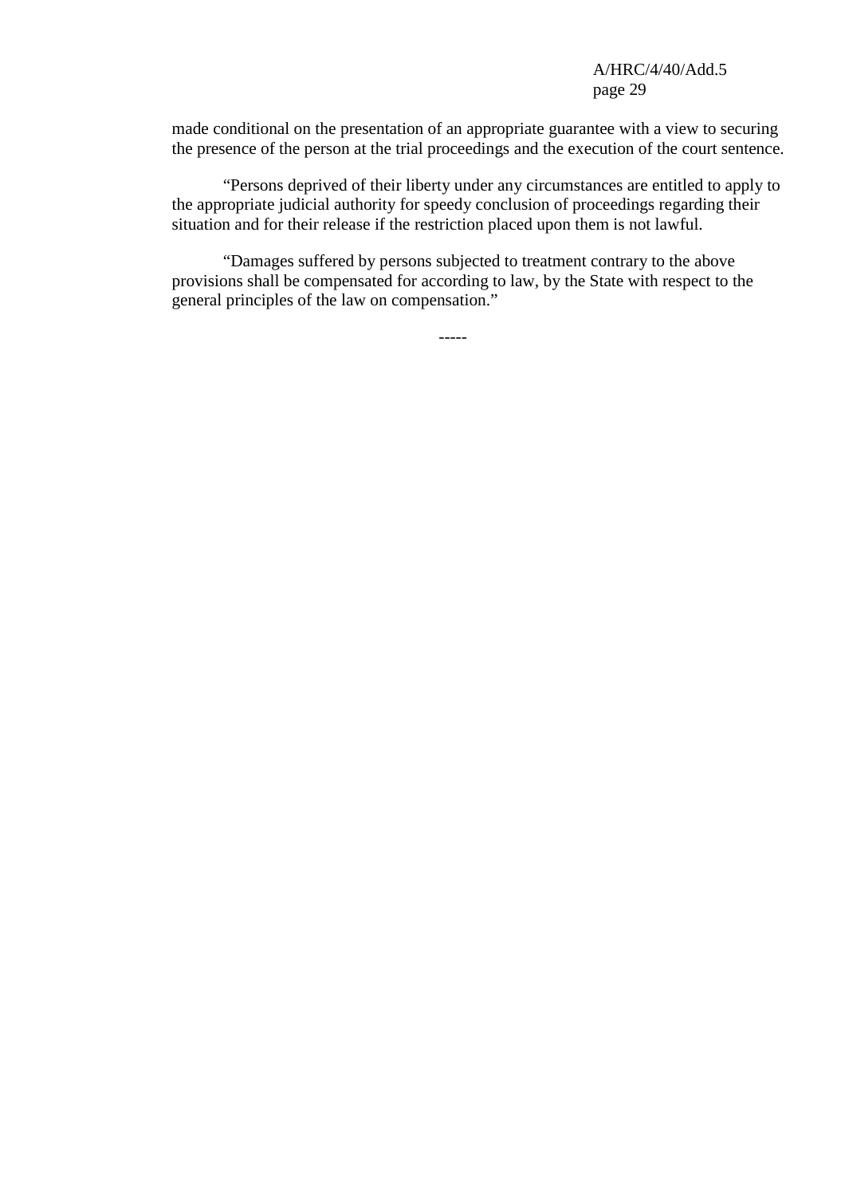made conditional on the presentation of an appropriate guarantee with a view to securing the presence of the person at the trial proceedings and the execution of the court sentence.

"Persons deprived of their liberty under any circumstances are entitled to apply to the appropriate judicial authority for speedy conclusion of proceedings regarding their situation and for their release if the restriction placed upon them is not lawful.

"Damages suffered by persons subjected to treatment contrary to the above provisions shall be compensated for according to law, by the State with respect to the general principles of the law on compensation."

-----